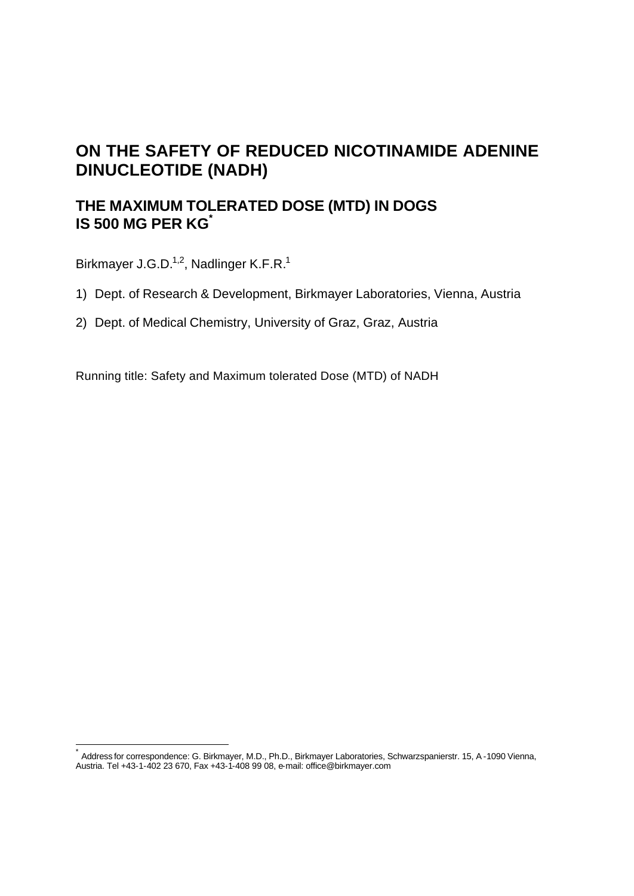# ON THE SAFETY OF REDUCED NICOTINAMIDE ADENINE DINUCLEOTIDE (NADH)

## THE MAXIMUM TOLERATED DOSE (MTD) IN DOGS IS 500 MG PER KG*

Birkmayer J.G.D.[1,2], Nadlinger K.F.R.[1]

1) Dept. of Research & Development, Birkmayer Laboratories, Vienna, Austria

2) Dept. of Medical Chemistry, University of Graz, Graz, Austria

Running title: Safety and Maximum tolerated Dose (MTD) of NADH

---

* Address for correspondence: G. Birkmayer, M.D., Ph.D., Birkmayer Laboratories, Schwarzspanierstr. 15, A-1090 Vienna, Austria. Tel +43-1-402 23 670, Fax +43-1-408 99 08, e-mail: office@birkmayer.com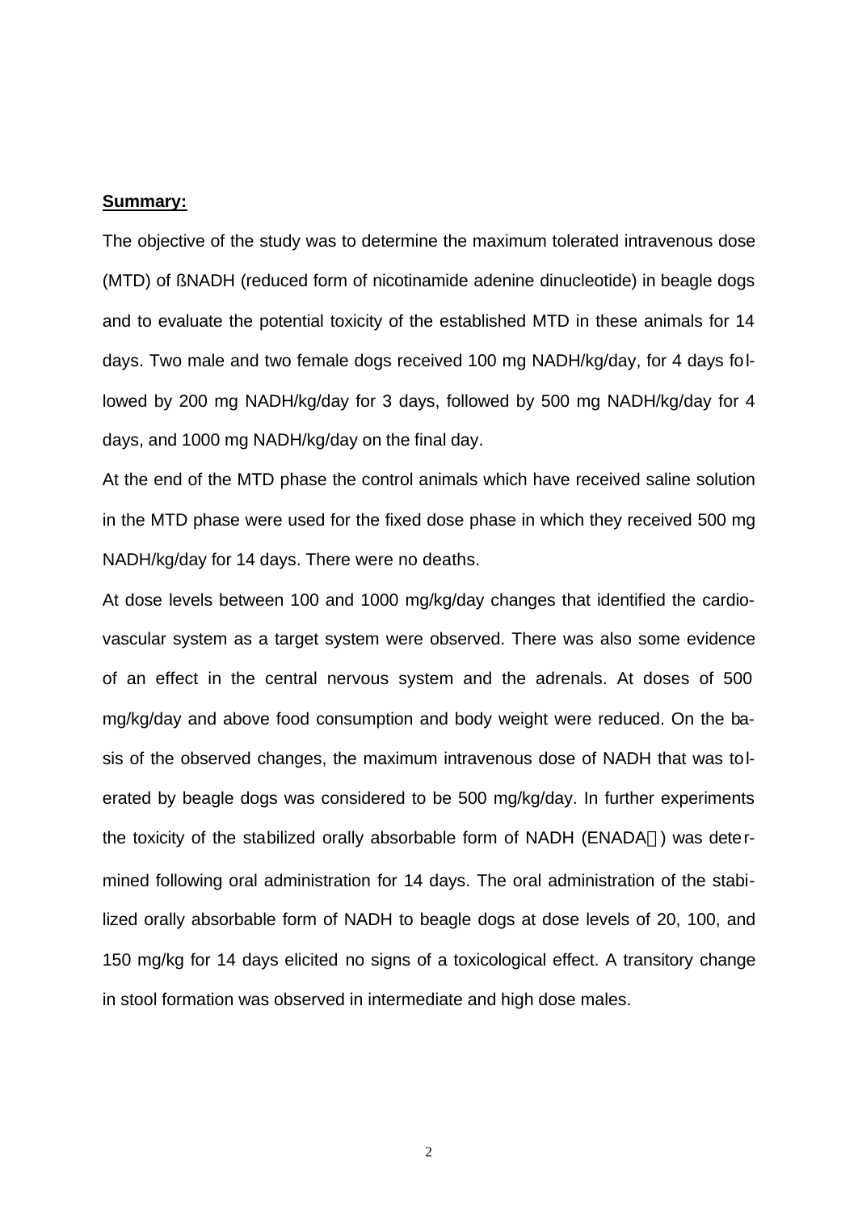**Summary:**

The objective of the study was to determine the maximum tolerated intravenous dose (MTD) of ßNADH (reduced form of nicotinamide adenine dinucleotide) in beagle dogs and to evaluate the potential toxicity of the established MTD in these animals for 14 days. Two male and two female dogs received 100 mg NADH/kg/day, for 4 days followed by 200 mg NADH/kg/day for 3 days, followed by 500 mg NADH/kg/day for 4 days, and 1000 mg NADH/kg/day on the final day.

At the end of the MTD phase the control animals which have received saline solution in the MTD phase were used for the fixed dose phase in which they received 500 mg NADH/kg/day for 14 days. There were no deaths.

At dose levels between 100 and 1000 mg/kg/day changes that identified the cardiovascular system as a target system were observed. There was also some evidence of an effect in the central nervous system and the adrenals. At doses of 500 mg/kg/day and above food consumption and body weight were reduced. On the basis of the observed changes, the maximum intravenous dose of NADH that was tolerated by beagle dogs was considered to be 500 mg/kg/day. In further experiments the toxicity of the stabilized orally absorbable form of NADH (ENADA®) was determined following oral administration for 14 days. The oral administration of the stabilized orally absorbable form of NADH to beagle dogs at dose levels of 20, 100, and 150 mg/kg for 14 days elicited no signs of a toxicological effect. A transitory change in stool formation was observed in intermediate and high dose males.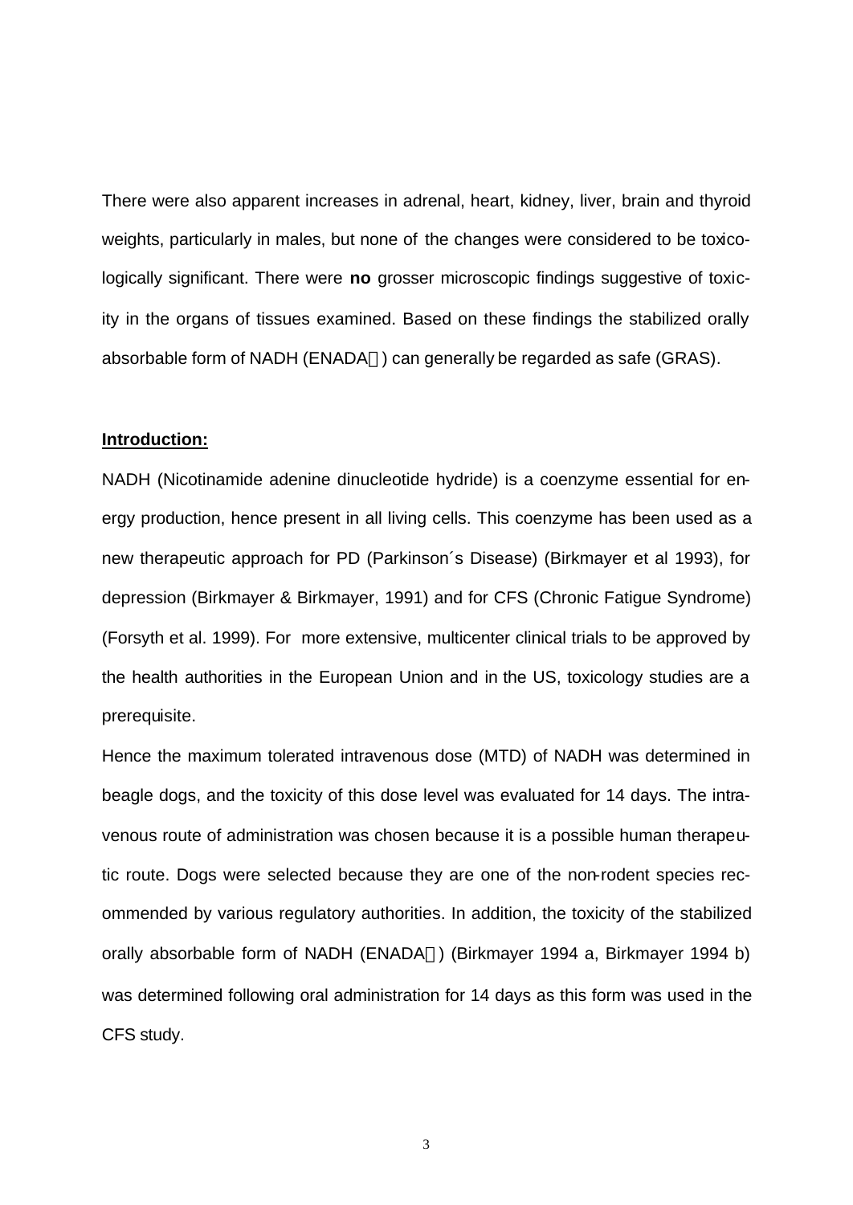There were also apparent increases in adrenal, heart, kidney, liver, brain and thyroid weights, particularly in males, but none of the changes were considered to be toxicologically significant. There were **no** grosser microscopic findings suggestive of toxicity in the organs of tissues examined. Based on these findings the stabilized orally absorbable form of NADH (ENADA) can generally be regarded as safe (GRAS).

**Introduction:**

NADH (Nicotinamide adenine dinucleotide hydride) is a coenzyme essential for energy production, hence present in all living cells. This coenzyme has been used as a new therapeutic approach for PD (Parkinson´s Disease) (Birkmayer et al 1993), for depression (Birkmayer & Birkmayer, 1991) and for CFS (Chronic Fatigue Syndrome) (Forsyth et al. 1999). For more extensive, multicenter clinical trials to be approved by the health authorities in the European Union and in the US, toxicology studies are a prerequisite.

Hence the maximum tolerated intravenous dose (MTD) of NADH was determined in beagle dogs, and the toxicity of this dose level was evaluated for 14 days. The intravenous route of administration was chosen because it is a possible human therapeutic route. Dogs were selected because they are one of the non-rodent species recommended by various regulatory authorities. In addition, the toxicity of the stabilized orally absorbable form of NADH (ENADA) (Birkmayer 1994 a, Birkmayer 1994 b) was determined following oral administration for 14 days as this form was used in the CFS study.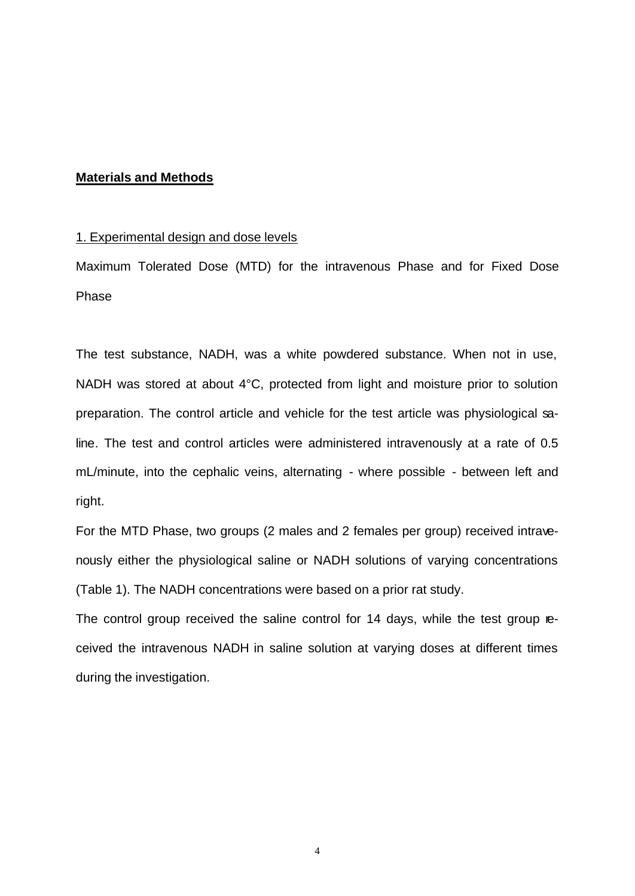**Materials and Methods**

1. Experimental design and dose levels

Maximum Tolerated Dose (MTD) for the intravenous Phase and for Fixed Dose Phase

The test substance, NADH, was a white powdered substance. When not in use, NADH was stored at about 4°C, protected from light and moisture prior to solution preparation. The control article and vehicle for the test article was physiological saline. The test and control articles were administered intravenously at a rate of 0.5 mL/minute, into the cephalic veins, alternating - where possible - between left and right.

For the MTD Phase, two groups (2 males and 2 females per group) received intravenously either the physiological saline or NADH solutions of varying concentrations (Table 1). The NADH concentrations were based on a prior rat study.

The control group received the saline control for 14 days, while the test group received the intravenous NADH in saline solution at varying doses at different times during the investigation.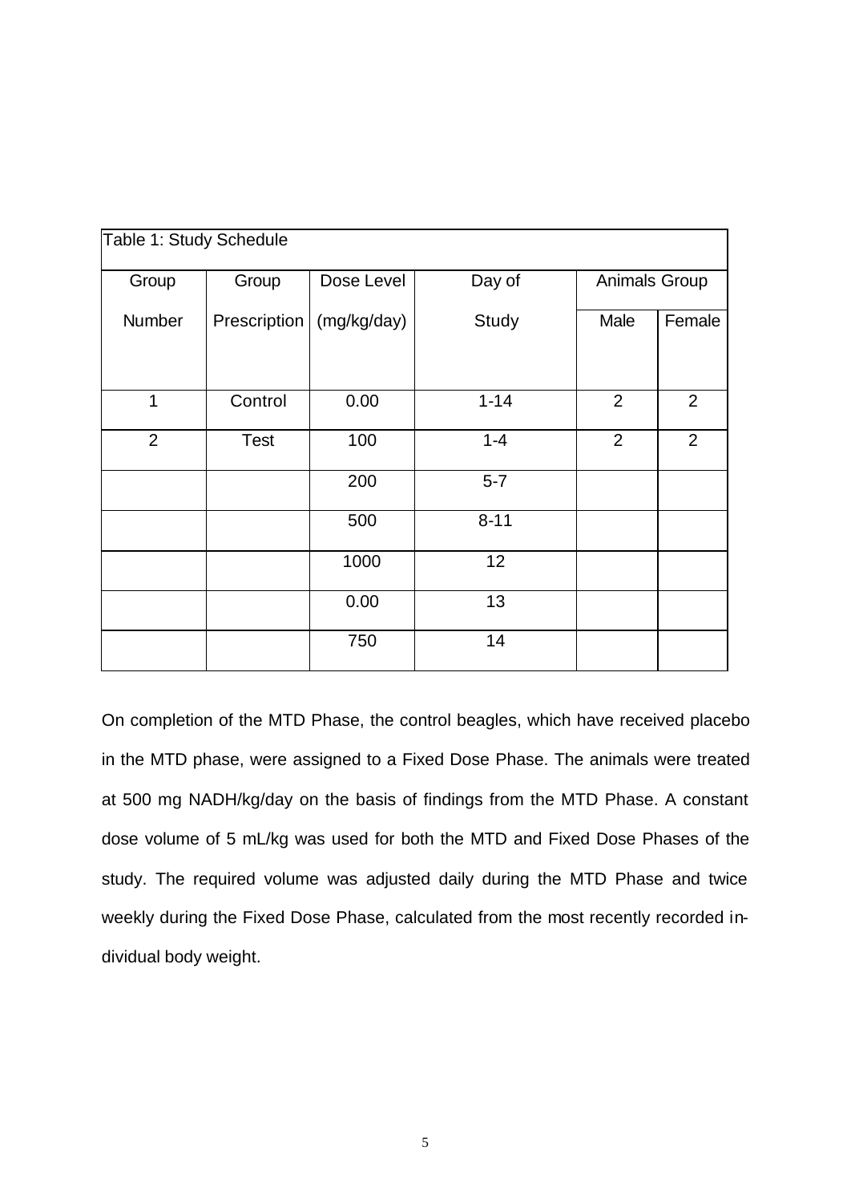Table 1: Study Schedule

| Group Number | Group Prescription | Dose Level (mg/kg/day) | Day of Study | Animals Group | |
|---|---|---|---|---|---|
| | | | | Male | Female |
| 1 | Control | 0.00 | 1-14 | 2 | 2 |
| 2 | Test | 100 | 1-4 | 2 | 2 |
| | | 200 | 5-7 | | |
| | | 500 | 8-11 | | |
| | | 1000 | 12 | | |
| | | 0.00 | 13 | | |
| | | 750 | 14 | | |

On completion of the MTD Phase, the control beagles, which have received placebo in the MTD phase, were assigned to a Fixed Dose Phase. The animals were treated at 500 mg NADH/kg/day on the basis of findings from the MTD Phase. A constant dose volume of 5 mL/kg was used for both the MTD and Fixed Dose Phases of the study. The required volume was adjusted daily during the MTD Phase and twice weekly during the Fixed Dose Phase, calculated from the most recently recorded individual body weight.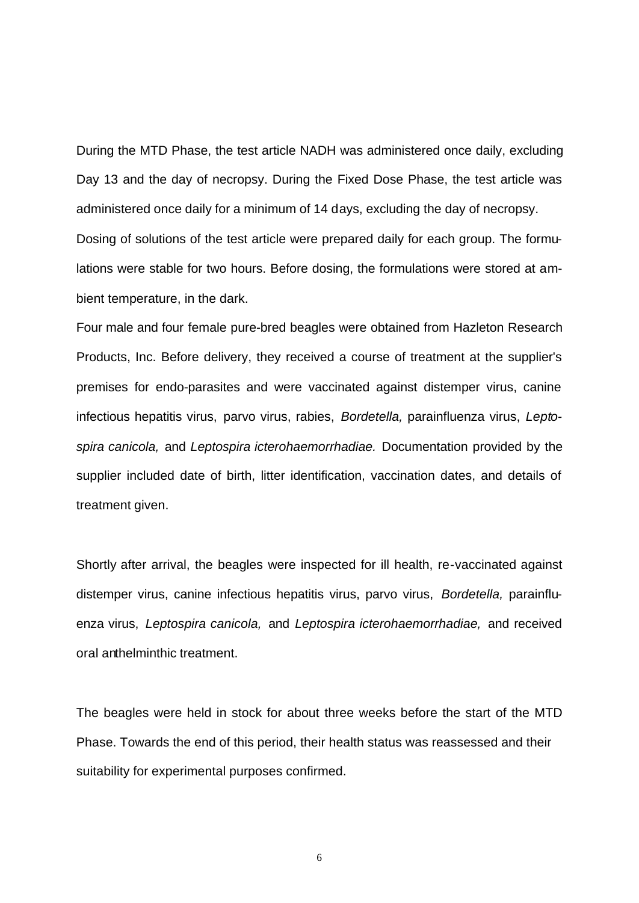During the MTD Phase, the test article NADH was administered once daily, excluding Day 13 and the day of necropsy. During the Fixed Dose Phase, the test article was administered once daily for a minimum of 14 days, excluding the day of necropsy.

Dosing of solutions of the test article were prepared daily for each group. The formulations were stable for two hours. Before dosing, the formulations were stored at ambient temperature, in the dark.

Four male and four female pure-bred beagles were obtained from Hazleton Research Products, Inc. Before delivery, they received a course of treatment at the supplier's premises for endo-parasites and were vaccinated against distemper virus, canine infectious hepatitis virus, parvo virus, rabies, *Bordetella,* parainfluenza virus, *Leptospira canicola,* and *Leptospira icterohaemorrhadiae.* Documentation provided by the supplier included date of birth, litter identification, vaccination dates, and details of treatment given.

Shortly after arrival, the beagles were inspected for ill health, re-vaccinated against distemper virus, canine infectious hepatitis virus, parvo virus, *Bordetella,* parainfluenza virus, *Leptospira canicola,* and *Leptospira icterohaemorrhadiae,* and received oral anthelminthic treatment.

The beagles were held in stock for about three weeks before the start of the MTD Phase. Towards the end of this period, their health status was reassessed and their suitability for experimental purposes confirmed.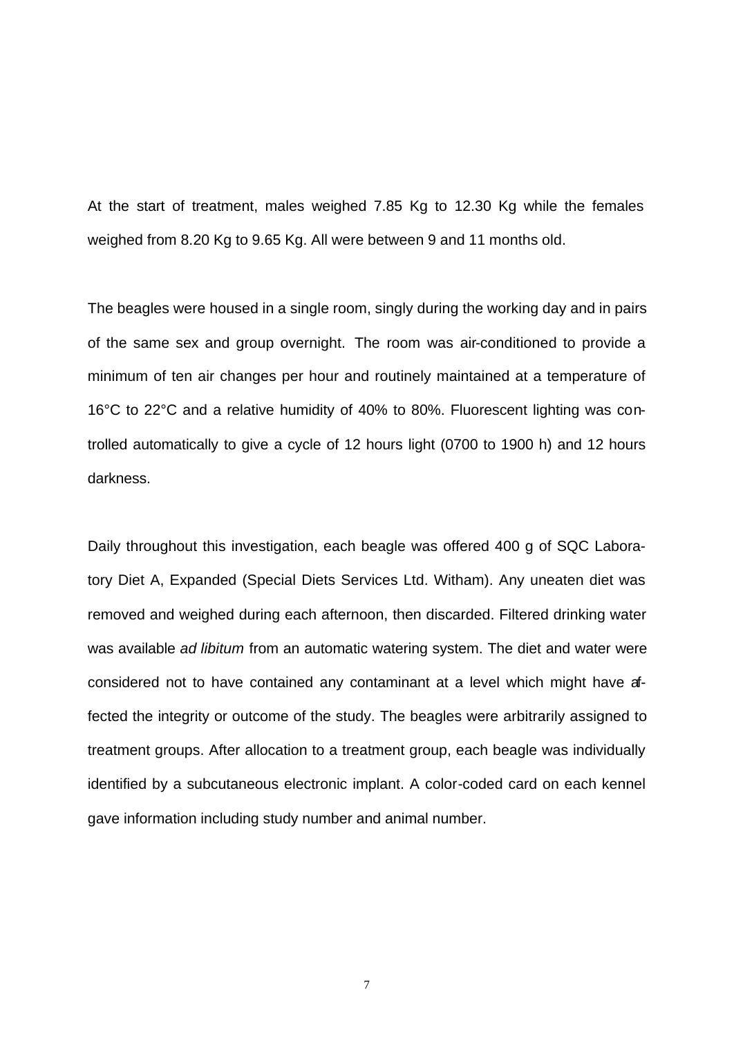At the start of treatment, males weighed 7.85 Kg to 12.30 Kg while the females weighed from 8.20 Kg to 9.65 Kg. All were between 9 and 11 months old.

The beagles were housed in a single room, singly during the working day and in pairs of the same sex and group overnight. The room was air-conditioned to provide a minimum of ten air changes per hour and routinely maintained at a temperature of 16°C to 22°C and a relative humidity of 40% to 80%. Fluorescent lighting was controlled automatically to give a cycle of 12 hours light (0700 to 1900 h) and 12 hours darkness.

Daily throughout this investigation, each beagle was offered 400 g of SQC Laboratory Diet A, Expanded (Special Diets Services Ltd. Witham). Any uneaten diet was removed and weighed during each afternoon, then discarded. Filtered drinking water was available *ad libitum* from an automatic watering system. The diet and water were considered not to have contained any contaminant at a level which might have affected the integrity or outcome of the study. The beagles were arbitrarily assigned to treatment groups. After allocation to a treatment group, each beagle was individually identified by a subcutaneous electronic implant. A color-coded card on each kennel gave information including study number and animal number.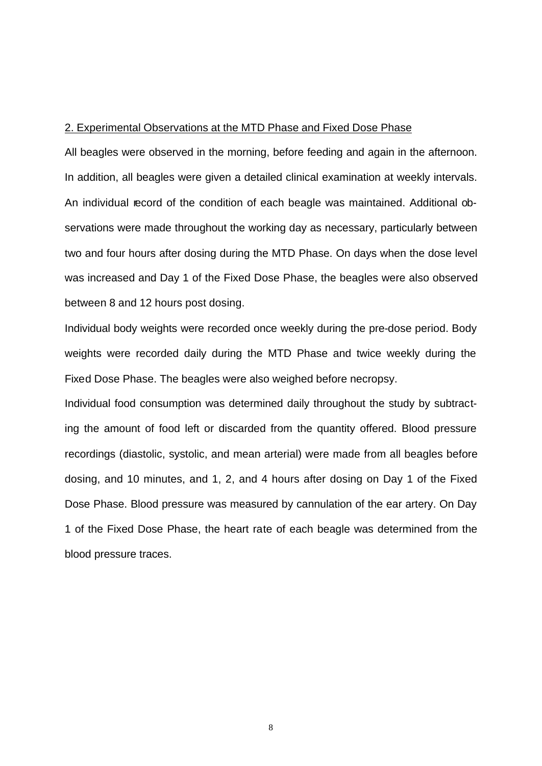2. Experimental Observations at the MTD Phase and Fixed Dose Phase

All beagles were observed in the morning, before feeding and again in the afternoon. In addition, all beagles were given a detailed clinical examination at weekly intervals. An individual record of the condition of each beagle was maintained. Additional observations were made throughout the working day as necessary, particularly between two and four hours after dosing during the MTD Phase. On days when the dose level was increased and Day 1 of the Fixed Dose Phase, the beagles were also observed between 8 and 12 hours post dosing.

Individual body weights were recorded once weekly during the pre-dose period. Body weights were recorded daily during the MTD Phase and twice weekly during the Fixed Dose Phase. The beagles were also weighed before necropsy.

Individual food consumption was determined daily throughout the study by subtracting the amount of food left or discarded from the quantity offered. Blood pressure recordings (diastolic, systolic, and mean arterial) were made from all beagles before dosing, and 10 minutes, and 1, 2, and 4 hours after dosing on Day 1 of the Fixed Dose Phase. Blood pressure was measured by cannulation of the ear artery. On Day 1 of the Fixed Dose Phase, the heart rate of each beagle was determined from the blood pressure traces.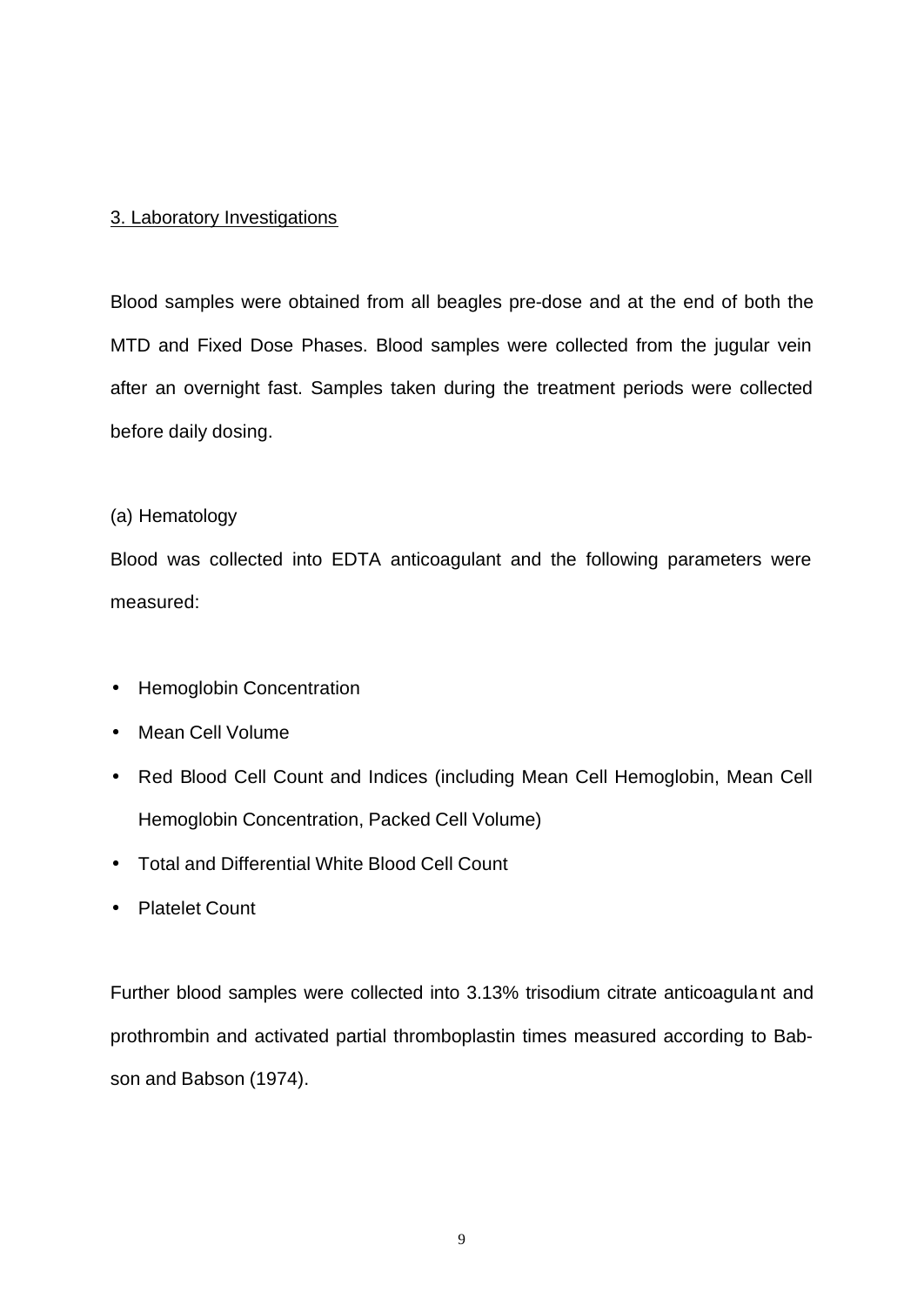## 3. Laboratory Investigations

Blood samples were obtained from all beagles pre-dose and at the end of both the MTD and Fixed Dose Phases. Blood samples were collected from the jugular vein after an overnight fast. Samples taken during the treatment periods were collected before daily dosing.

### (a) Hematology

Blood was collected into EDTA anticoagulant and the following parameters were measured:

- Hemoglobin Concentration
- Mean Cell Volume
- Red Blood Cell Count and Indices (including Mean Cell Hemoglobin, Mean Cell Hemoglobin Concentration, Packed Cell Volume)
- Total and Differential White Blood Cell Count
- Platelet Count

Further blood samples were collected into 3.13% trisodium citrate anticoagulant and prothrombin and activated partial thromboplastin times measured according to Babson and Babson (1974).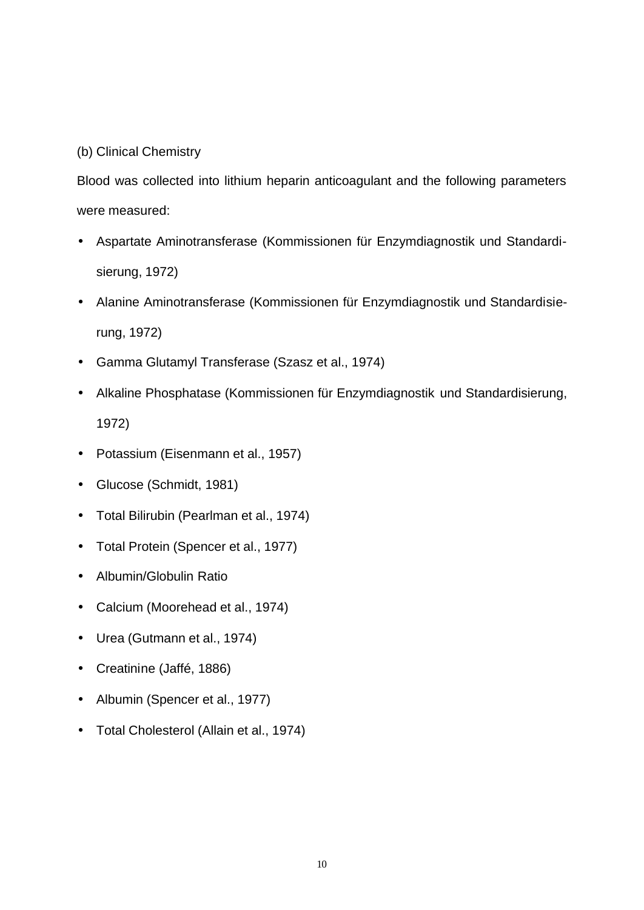(b) Clinical Chemistry

Blood was collected into lithium heparin anticoagulant and the following parameters were measured:

- Aspartate Aminotransferase (Kommissionen für Enzymdiagnostik und Standardisierung, 1972)
- Alanine Aminotransferase (Kommissionen für Enzymdiagnostik und Standardisierung, 1972)
- Gamma Glutamyl Transferase (Szasz et al., 1974)
- Alkaline Phosphatase (Kommissionen für Enzymdiagnostik und Standardisierung, 1972)
- Potassium (Eisenmann et al., 1957)
- Glucose (Schmidt, 1981)
- Total Bilirubin (Pearlman et al., 1974)
- Total Protein (Spencer et al., 1977)
- Albumin/Globulin Ratio
- Calcium (Moorehead et al., 1974)
- Urea (Gutmann et al., 1974)
- Creatinine (Jaffé, 1886)
- Albumin (Spencer et al., 1977)
- Total Cholesterol (Allain et al., 1974)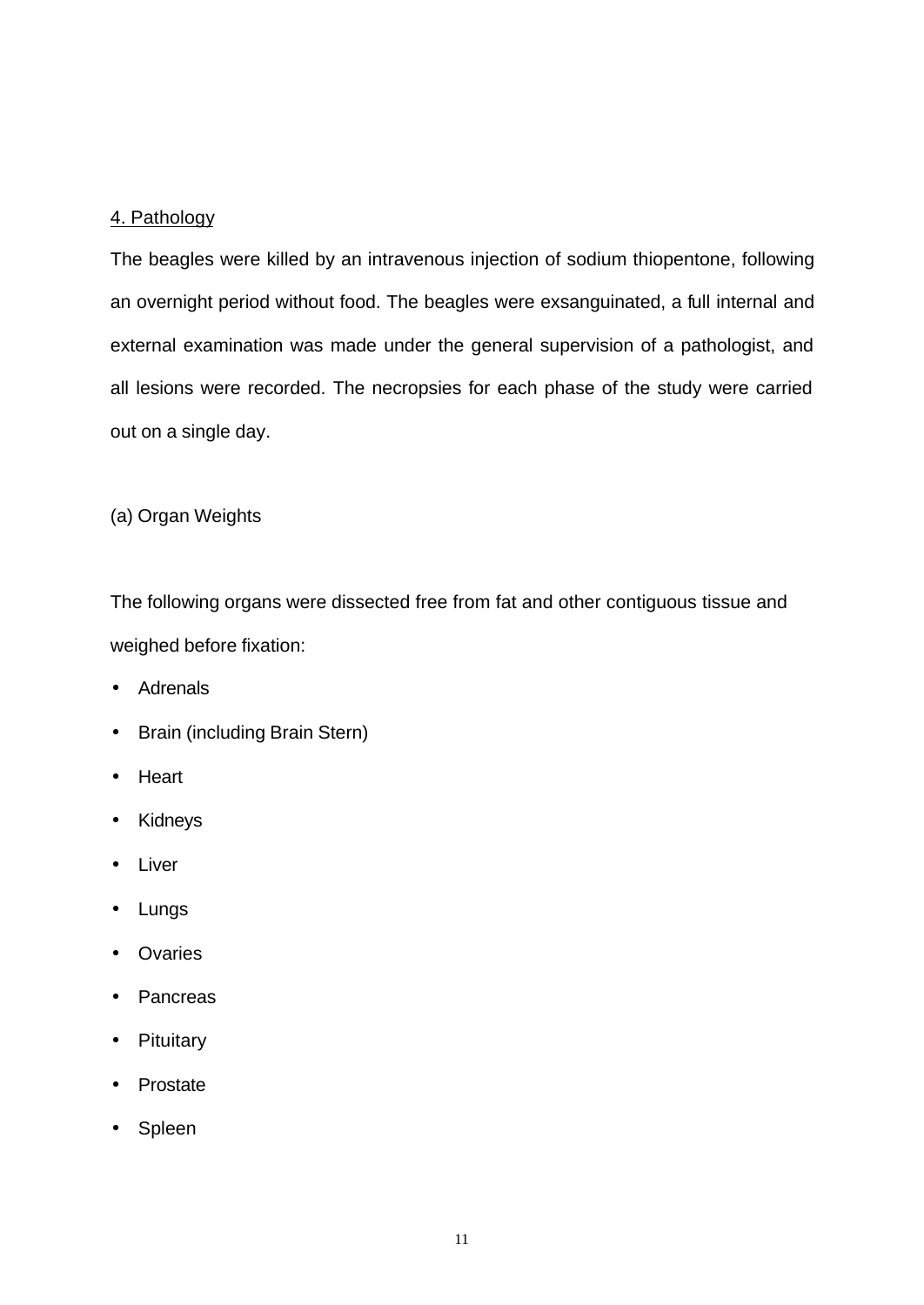4. Pathology

The beagles were killed by an intravenous injection of sodium thiopentone, following an overnight period without food. The beagles were exsanguinated, a full internal and external examination was made under the general supervision of a pathologist, and all lesions were recorded. The necropsies for each phase of the study were carried out on a single day.

(a) Organ Weights

The following organs were dissected free from fat and other contiguous tissue and weighed before fixation:

- Adrenals
- Brain (including Brain Stern)
- Heart
- Kidneys
- Liver
- Lungs
- Ovaries
- Pancreas
- Pituitary
- Prostate
- Spleen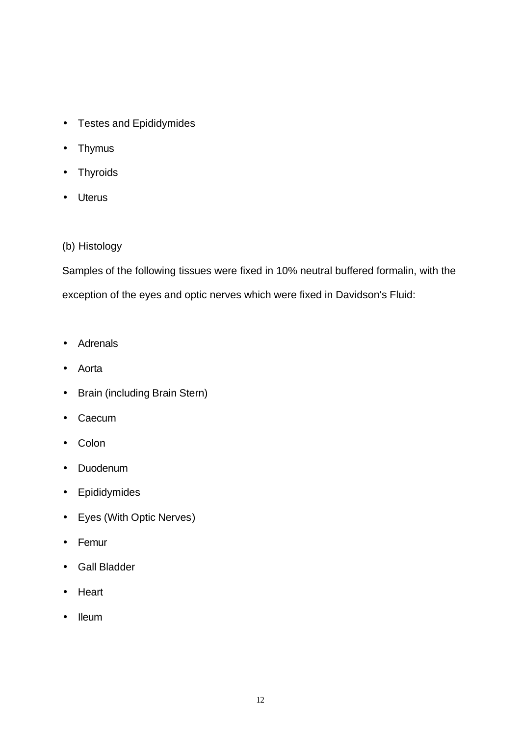- Testes and Epididymides
- Thymus
- Thyroids
- Uterus

(b) Histology

Samples of the following tissues were fixed in 10% neutral buffered formalin, with the exception of the eyes and optic nerves which were fixed in Davidson's Fluid:

- Adrenals
- Aorta
- Brain (including Brain Stern)
- Caecum
- Colon
- Duodenum
- Epididymides
- Eyes (With Optic Nerves)
- Femur
- Gall Bladder
- Heart
- Ileum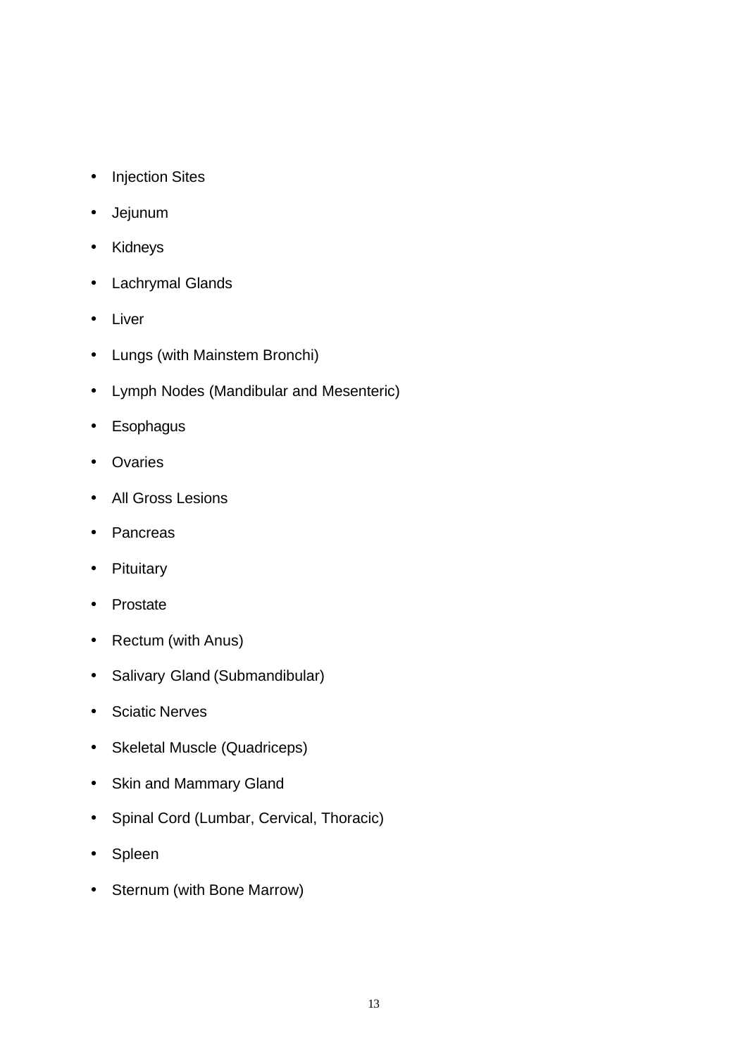- Injection Sites
- Jejunum
- Kidneys
- Lachrymal Glands
- Liver
- Lungs (with Mainstem Bronchi)
- Lymph Nodes (Mandibular and Mesenteric)
- Esophagus
- Ovaries
- All Gross Lesions
- Pancreas
- Pituitary
- Prostate
- Rectum (with Anus)
- Salivary Gland (Submandibular)
- Sciatic Nerves
- Skeletal Muscle (Quadriceps)
- Skin and Mammary Gland
- Spinal Cord (Lumbar, Cervical, Thoracic)
- Spleen
- Sternum (with Bone Marrow)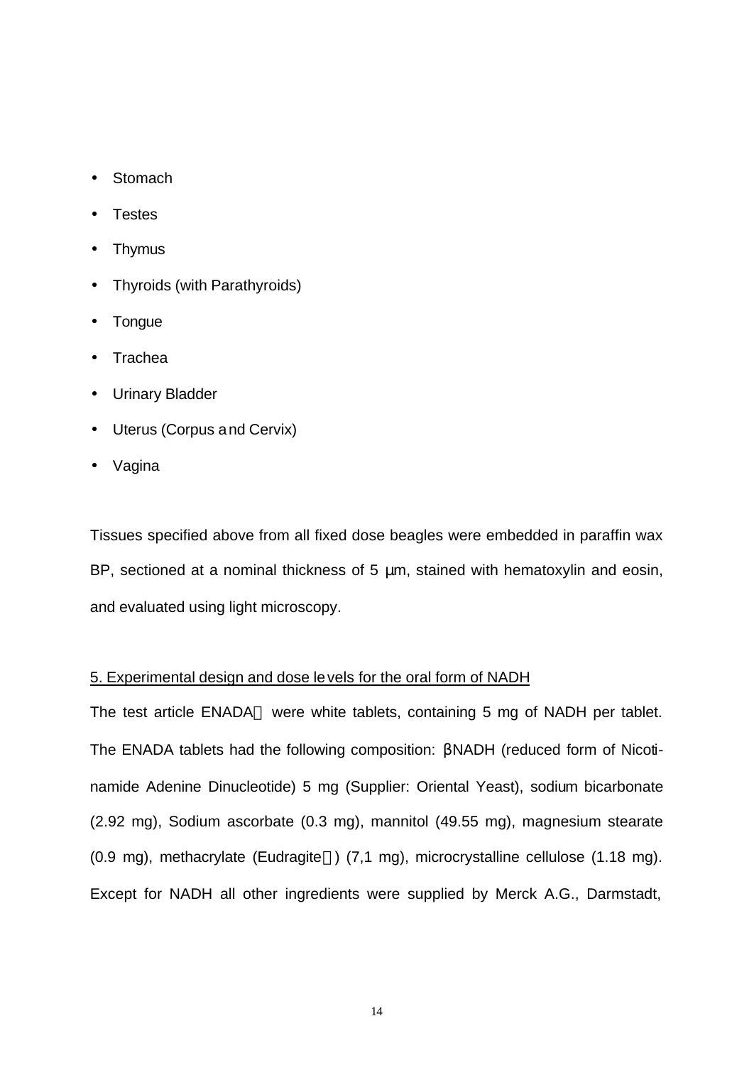- Stomach
- Testes
- Thymus
- Thyroids (with Parathyroids)
- Tongue
- Trachea
- Urinary Bladder
- Uterus (Corpus and Cervix)
- Vagina

Tissues specified above from all fixed dose beagles were embedded in paraffin wax BP, sectioned at a nominal thickness of 5 µm, stained with hematoxylin and eosin, and evaluated using light microscopy.

<u>5. Experimental design and dose levels for the oral form of NADH</u>

The test article ENADA were white tablets, containing 5 mg of NADH per tablet. The ENADA tablets had the following composition: βNADH (reduced form of Nicotinamide Adenine Dinucleotide) 5 mg (Supplier: Oriental Yeast), sodium bicarbonate (2.92 mg), Sodium ascorbate (0.3 mg), mannitol (49.55 mg), magnesium stearate (0.9 mg), methacrylate (Eudragite) (7,1 mg), microcrystalline cellulose (1.18 mg). Except for NADH all other ingredients were supplied by Merck A.G., Darmstadt,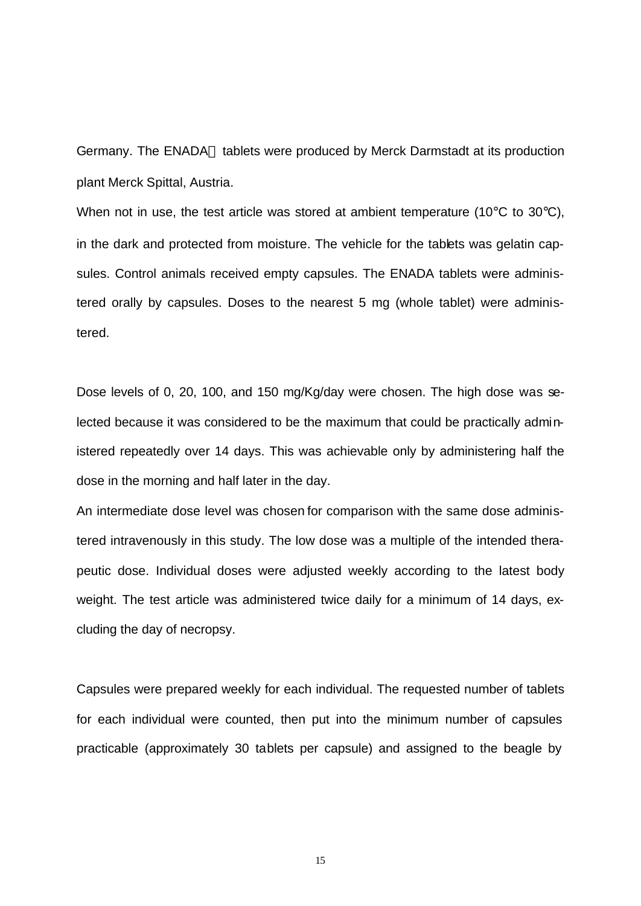Germany. The ENADA tablets were produced by Merck Darmstadt at its production plant Merck Spittal, Austria.

When not in use, the test article was stored at ambient temperature (10°C to 30°C), in the dark and protected from moisture. The vehicle for the tablets was gelatin capsules. Control animals received empty capsules. The ENADA tablets were administered orally by capsules. Doses to the nearest 5 mg (whole tablet) were administered.

Dose levels of 0, 20, 100, and 150 mg/Kg/day were chosen. The high dose was selected because it was considered to be the maximum that could be practically administered repeatedly over 14 days. This was achievable only by administering half the dose in the morning and half later in the day.

An intermediate dose level was chosen for comparison with the same dose administered intravenously in this study. The low dose was a multiple of the intended therapeutic dose. Individual doses were adjusted weekly according to the latest body weight. The test article was administered twice daily for a minimum of 14 days, excluding the day of necropsy.

Capsules were prepared weekly for each individual. The requested number of tablets for each individual were counted, then put into the minimum number of capsules practicable (approximately 30 tablets per capsule) and assigned to the beagle by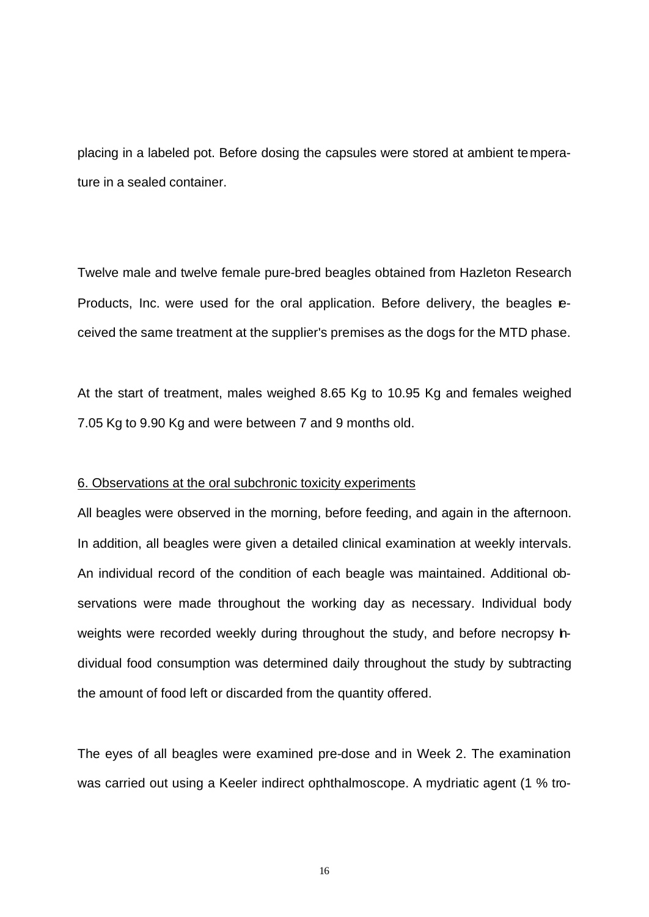placing in a labeled pot. Before dosing the capsules were stored at ambient temperature in a sealed container.

Twelve male and twelve female pure-bred beagles obtained from Hazleton Research Products, Inc. were used for the oral application. Before delivery, the beagles received the same treatment at the supplier's premises as the dogs for the MTD phase.

At the start of treatment, males weighed 8.65 Kg to 10.95 Kg and females weighed 7.05 Kg to 9.90 Kg and were between 7 and 9 months old.

6. Observations at the oral subchronic toxicity experiments

All beagles were observed in the morning, before feeding, and again in the afternoon. In addition, all beagles were given a detailed clinical examination at weekly intervals. An individual record of the condition of each beagle was maintained. Additional observations were made throughout the working day as necessary. Individual body weights were recorded weekly during throughout the study, and before necropsy Individual food consumption was determined daily throughout the study by subtracting the amount of food left or discarded from the quantity offered.

The eyes of all beagles were examined pre-dose and in Week 2. The examination was carried out using a Keeler indirect ophthalmoscope. A mydriatic agent (1 % tro-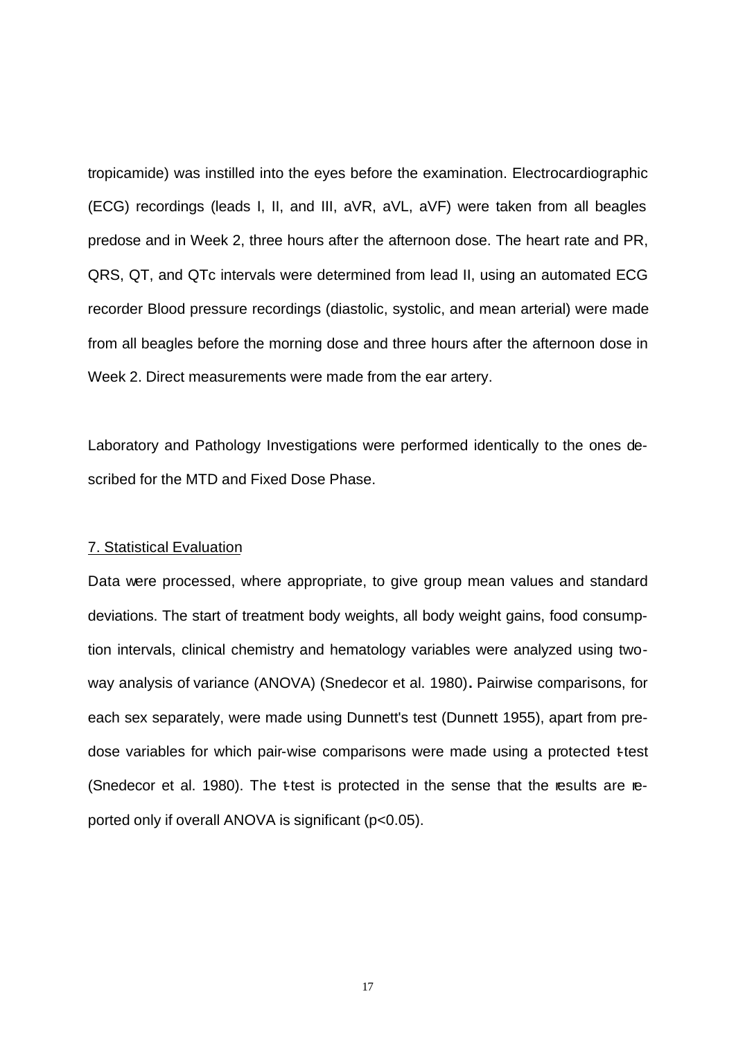tropicamide) was instilled into the eyes before the examination. Electrocardiographic (ECG) recordings (leads I, II, and III, aVR, aVL, aVF) were taken from all beagles predose and in Week 2, three hours after the afternoon dose. The heart rate and PR, QRS, QT, and QTc intervals were determined from lead II, using an automated ECG recorder Blood pressure recordings (diastolic, systolic, and mean arterial) were made from all beagles before the morning dose and three hours after the afternoon dose in Week 2. Direct measurements were made from the ear artery.

Laboratory and Pathology Investigations were performed identically to the ones described for the MTD and Fixed Dose Phase.

## 7. Statistical Evaluation

Data were processed, where appropriate, to give group mean values and standard deviations. The start of treatment body weights, all body weight gains, food consumption intervals, clinical chemistry and hematology variables were analyzed using two-way analysis of variance (ANOVA) (Snedecor et al. 1980)**.** Pairwise comparisons, for each sex separately, were made using Dunnett's test (Dunnett 1955), apart from predose variables for which pair-wise comparisons were made using a protected t-test (Snedecor et al. 1980). The t-test is protected in the sense that the results are reported only if overall ANOVA is significant ($p<0.05$).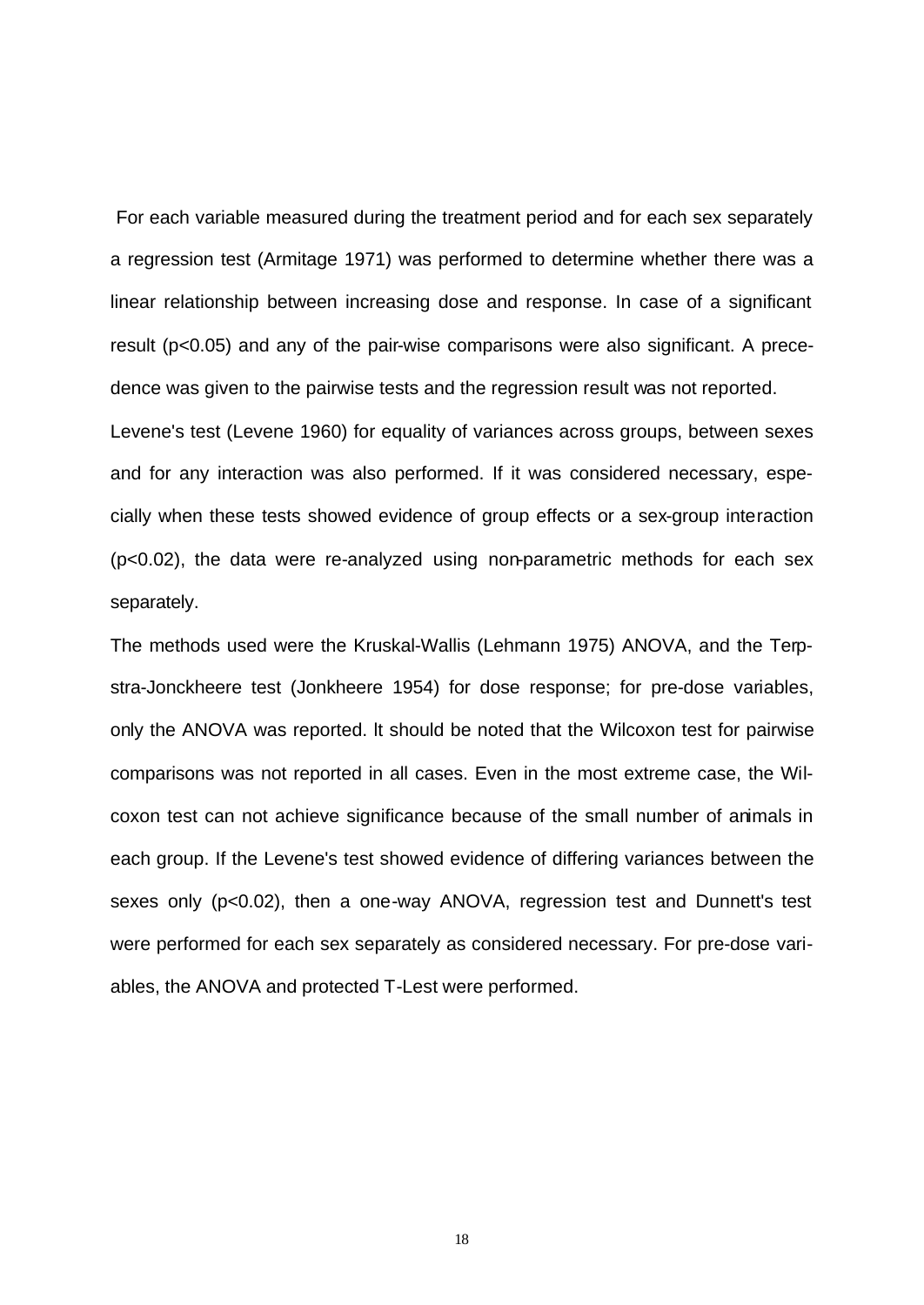For each variable measured during the treatment period and for each sex separately a regression test (Armitage 1971) was performed to determine whether there was a linear relationship between increasing dose and response. In case of a significant result ($p<0.05$) and any of the pair-wise comparisons were also significant. A precedence was given to the pairwise tests and the regression result was not reported.

Levene's test (Levene 1960) for equality of variances across groups, between sexes and for any interaction was also performed. If it was considered necessary, especially when these tests showed evidence of group effects or a sex-group interaction ($p<0.02$), the data were re-analyzed using non-parametric methods for each sex separately.

The methods used were the Kruskal-Wallis (Lehmann 1975) ANOVA, and the Terpstra-Jonckheere test (Jonkheere 1954) for dose response; for pre-dose variables, only the ANOVA was reported. It should be noted that the Wilcoxon test for pairwise comparisons was not reported in all cases. Even in the most extreme case, the Wilcoxon test can not achieve significance because of the small number of animals in each group. If the Levene's test showed evidence of differing variances between the sexes only ($p<0.02$), then a one-way ANOVA, regression test and Dunnett's test were performed for each sex separately as considered necessary. For pre-dose variables, the ANOVA and protected T-Lest were performed.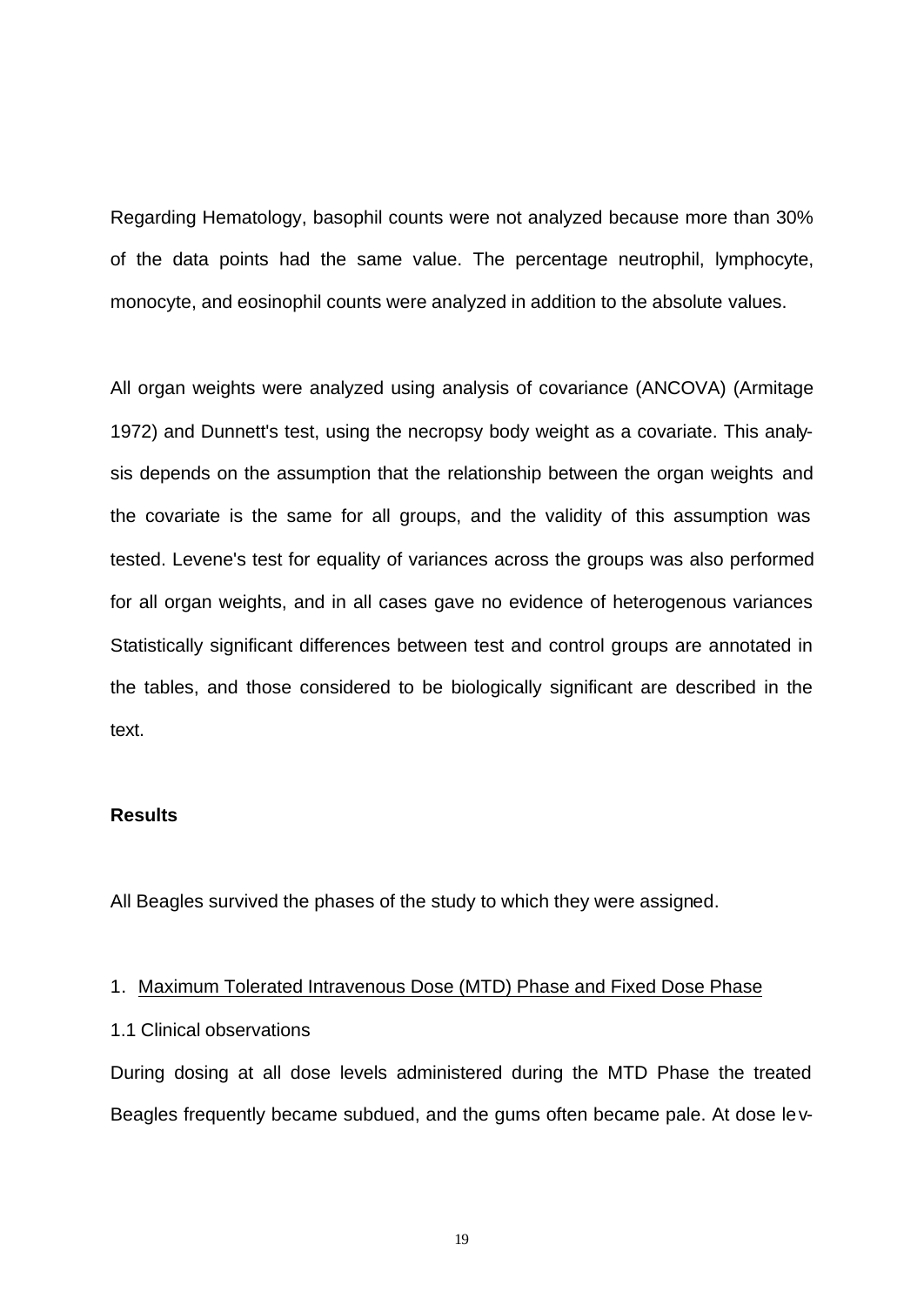Regarding Hematology, basophil counts were not analyzed because more than 30% of the data points had the same value. The percentage neutrophil, lymphocyte, monocyte, and eosinophil counts were analyzed in addition to the absolute values.

All organ weights were analyzed using analysis of covariance (ANCOVA) (Armitage 1972) and Dunnett's test, using the necropsy body weight as a covariate. This analysis depends on the assumption that the relationship between the organ weights and the covariate is the same for all groups, and the validity of this assumption was tested. Levene's test for equality of variances across the groups was also performed for all organ weights, and in all cases gave no evidence of heterogenous variances Statistically significant differences between test and control groups are annotated in the tables, and those considered to be biologically significant are described in the text.

**Results**

All Beagles survived the phases of the study to which they were assigned.

1. Maximum Tolerated Intravenous Dose (MTD) Phase and Fixed Dose Phase

1.1 Clinical observations

During dosing at all dose levels administered during the MTD Phase the treated Beagles frequently became subdued, and the gums often became pale. At dose lev-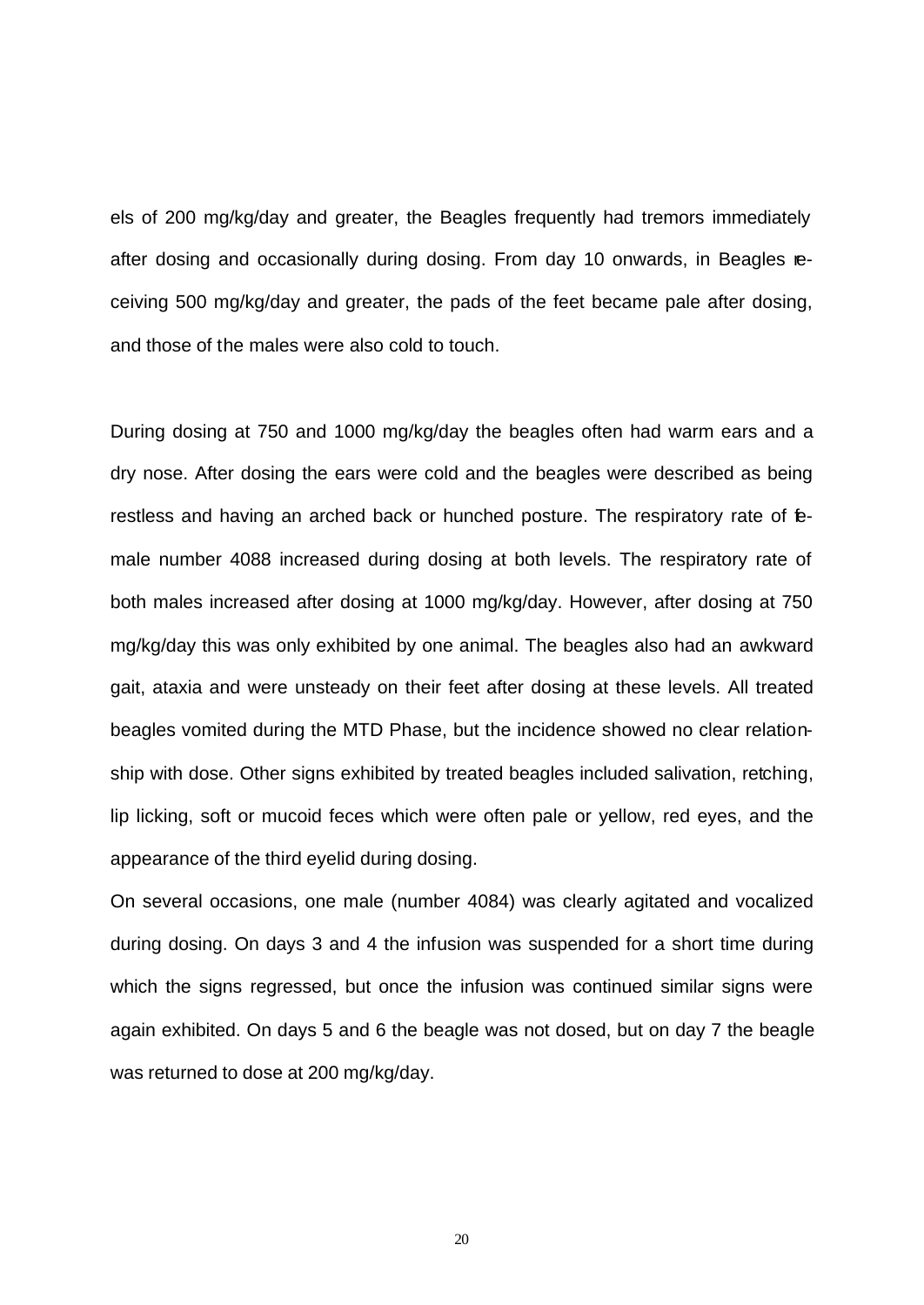els of 200 mg/kg/day and greater, the Beagles frequently had tremors immediately after dosing and occasionally during dosing. From day 10 onwards, in Beagles receiving 500 mg/kg/day and greater, the pads of the feet became pale after dosing, and those of the males were also cold to touch.

During dosing at 750 and 1000 mg/kg/day the beagles often had warm ears and a dry nose. After dosing the ears were cold and the beagles were described as being restless and having an arched back or hunched posture. The respiratory rate of female number 4088 increased during dosing at both levels. The respiratory rate of both males increased after dosing at 1000 mg/kg/day. However, after dosing at 750 mg/kg/day this was only exhibited by one animal. The beagles also had an awkward gait, ataxia and were unsteady on their feet after dosing at these levels. All treated beagles vomited during the MTD Phase, but the incidence showed no clear relationship with dose. Other signs exhibited by treated beagles included salivation, retching, lip licking, soft or mucoid feces which were often pale or yellow, red eyes, and the appearance of the third eyelid during dosing.

On several occasions, one male (number 4084) was clearly agitated and vocalized during dosing. On days 3 and 4 the infusion was suspended for a short time during which the signs regressed, but once the infusion was continued similar signs were again exhibited. On days 5 and 6 the beagle was not dosed, but on day 7 the beagle was returned to dose at 200 mg/kg/day.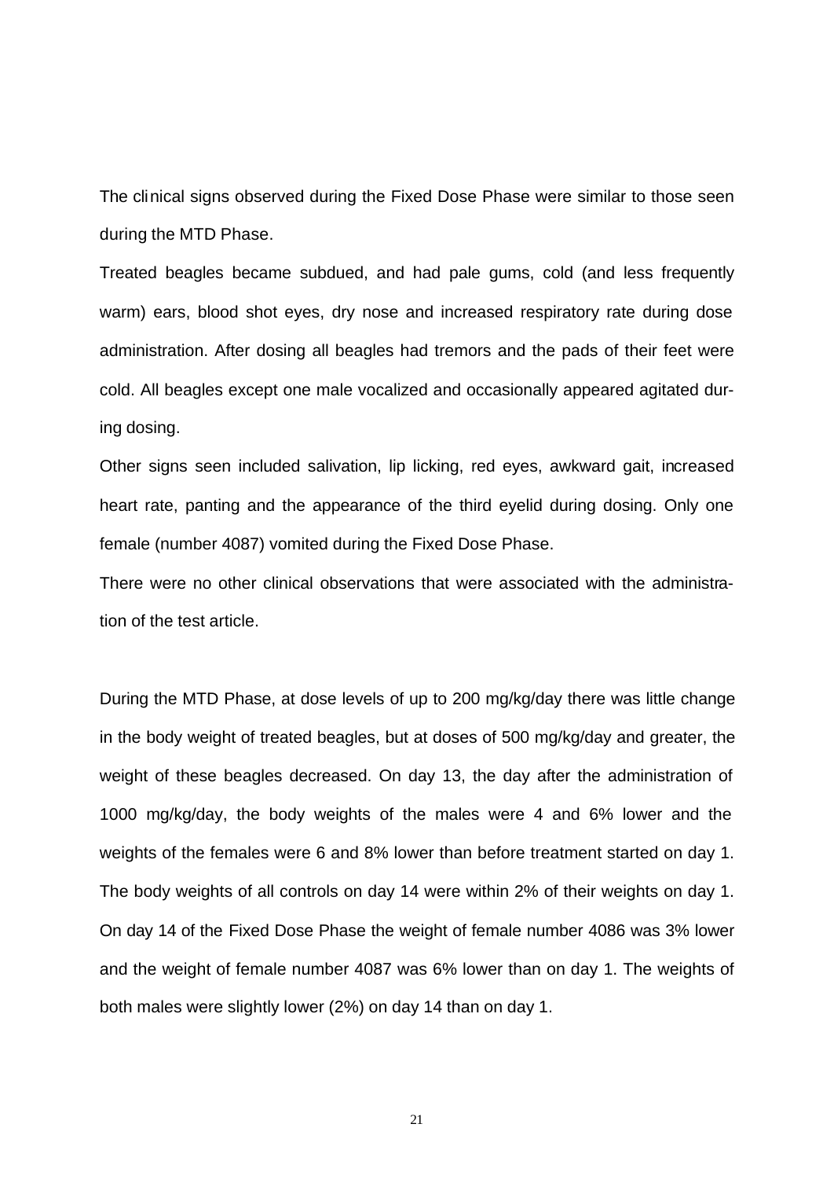The clinical signs observed during the Fixed Dose Phase were similar to those seen during the MTD Phase.

Treated beagles became subdued, and had pale gums, cold (and less frequently warm) ears, blood shot eyes, dry nose and increased respiratory rate during dose administration. After dosing all beagles had tremors and the pads of their feet were cold. All beagles except one male vocalized and occasionally appeared agitated during dosing.

Other signs seen included salivation, lip licking, red eyes, awkward gait, increased heart rate, panting and the appearance of the third eyelid during dosing. Only one female (number 4087) vomited during the Fixed Dose Phase.

There were no other clinical observations that were associated with the administration of the test article.

During the MTD Phase, at dose levels of up to 200 mg/kg/day there was little change in the body weight of treated beagles, but at doses of 500 mg/kg/day and greater, the weight of these beagles decreased. On day 13, the day after the administration of 1000 mg/kg/day, the body weights of the males were 4 and 6% lower and the weights of the females were 6 and 8% lower than before treatment started on day 1. The body weights of all controls on day 14 were within 2% of their weights on day 1. On day 14 of the Fixed Dose Phase the weight of female number 4086 was 3% lower and the weight of female number 4087 was 6% lower than on day 1. The weights of both males were slightly lower (2%) on day 14 than on day 1.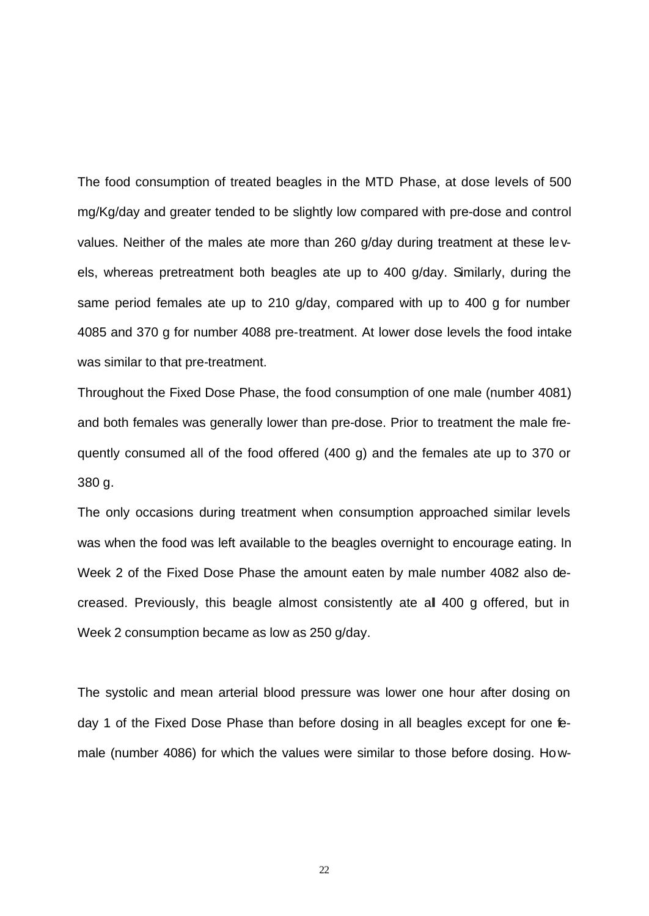The food consumption of treated beagles in the MTD Phase, at dose levels of 500 mg/Kg/day and greater tended to be slightly low compared with pre-dose and control values. Neither of the males ate more than 260 g/day during treatment at these levels, whereas pretreatment both beagles ate up to 400 g/day. Similarly, during the same period females ate up to 210 g/day, compared with up to 400 g for number 4085 and 370 g for number 4088 pre-treatment. At lower dose levels the food intake was similar to that pre-treatment.

Throughout the Fixed Dose Phase, the food consumption of one male (number 4081) and both females was generally lower than pre-dose. Prior to treatment the male frequently consumed all of the food offered (400 g) and the females ate up to 370 or 380 g.

The only occasions during treatment when consumption approached similar levels was when the food was left available to the beagles overnight to encourage eating. In Week 2 of the Fixed Dose Phase the amount eaten by male number 4082 also decreased. Previously, this beagle almost consistently ate all 400 g offered, but in Week 2 consumption became as low as 250 g/day.

The systolic and mean arterial blood pressure was lower one hour after dosing on day 1 of the Fixed Dose Phase than before dosing in all beagles except for one female (number 4086) for which the values were similar to those before dosing. How-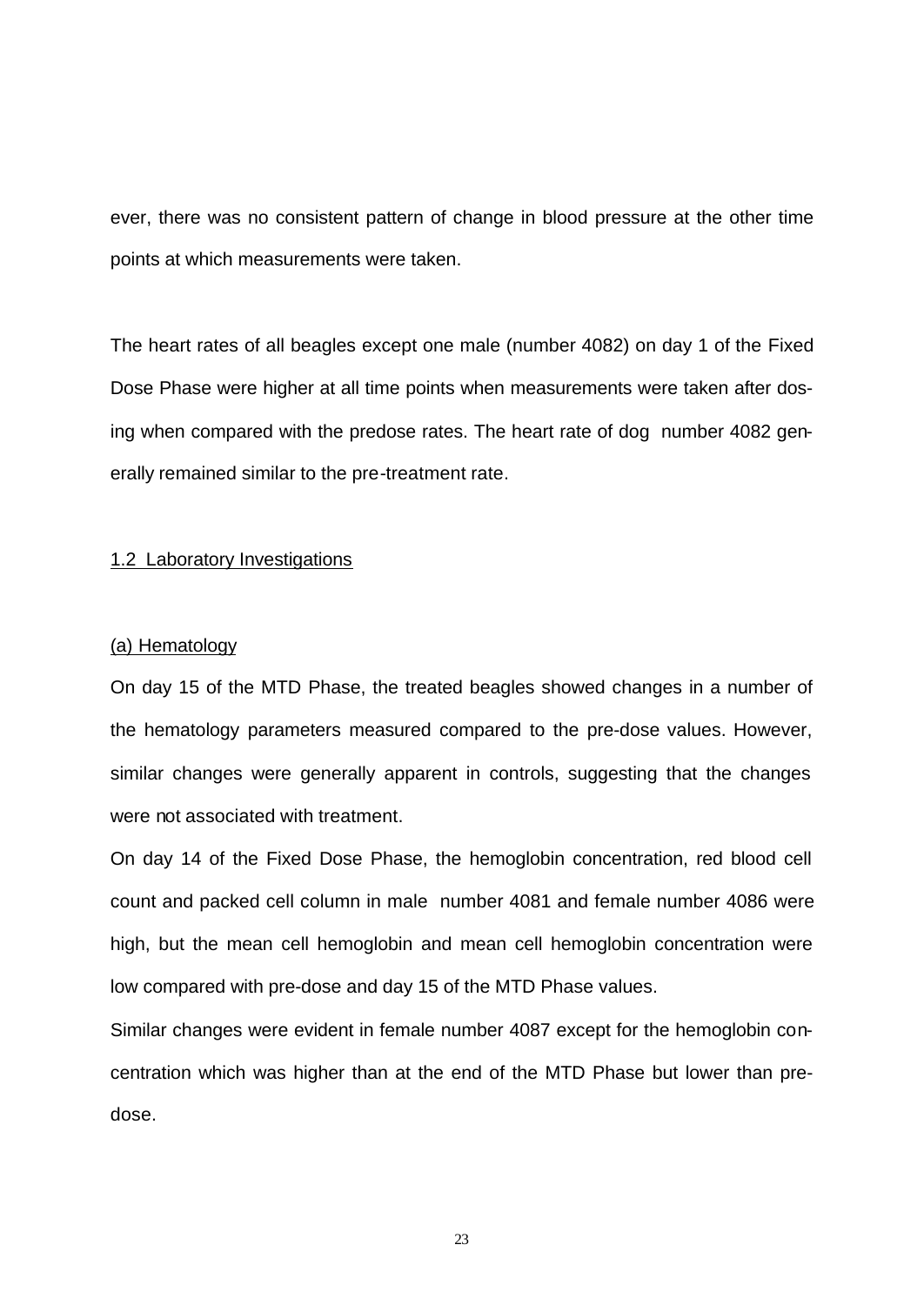ever, there was no consistent pattern of change in blood pressure at the other time points at which measurements were taken.

The heart rates of all beagles except one male (number 4082) on day 1 of the Fixed Dose Phase were higher at all time points when measurements were taken after dosing when compared with the predose rates. The heart rate of dog number 4082 generally remained similar to the pre-treatment rate.

1.2 Laboratory Investigations

(a) Hematology

On day 15 of the MTD Phase, the treated beagles showed changes in a number of the hematology parameters measured compared to the pre-dose values. However, similar changes were generally apparent in controls, suggesting that the changes were not associated with treatment.

On day 14 of the Fixed Dose Phase, the hemoglobin concentration, red blood cell count and packed cell column in male number 4081 and female number 4086 were high, but the mean cell hemoglobin and mean cell hemoglobin concentration were low compared with pre-dose and day 15 of the MTD Phase values.

Similar changes were evident in female number 4087 except for the hemoglobin concentration which was higher than at the end of the MTD Phase but lower than pre-dose.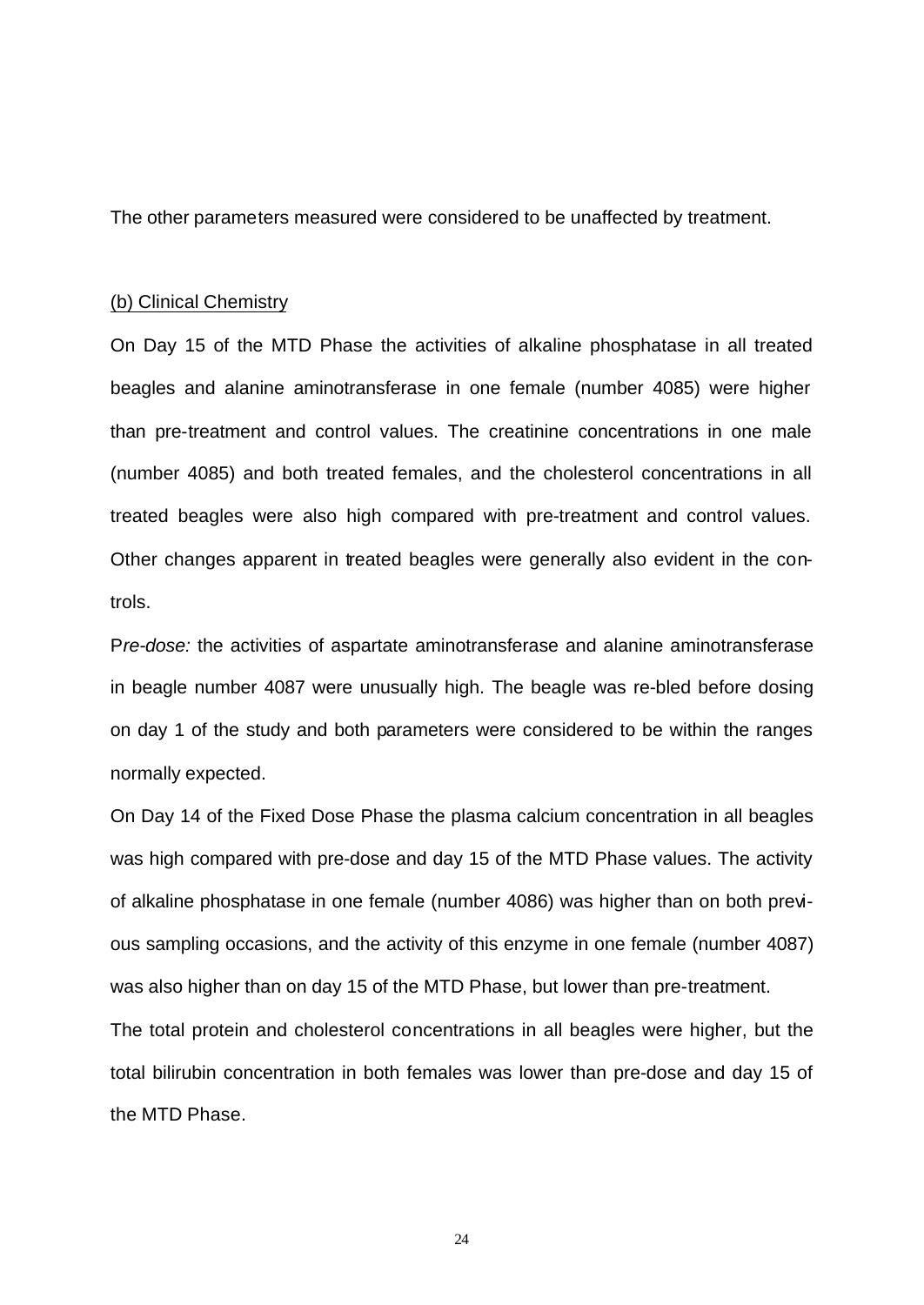The other parameters measured were considered to be unaffected by treatment.

(b) Clinical Chemistry

On Day 15 of the MTD Phase the activities of alkaline phosphatase in all treated beagles and alanine aminotransferase in one female (number 4085) were higher than pre-treatment and control values. The creatinine concentrations in one male (number 4085) and both treated females, and the cholesterol concentrations in all treated beagles were also high compared with pre-treatment and control values. Other changes apparent in treated beagles were generally also evident in the controls.

P*re-dose:* the activities of aspartate aminotransferase and alanine aminotransferase in beagle number 4087 were unusually high. The beagle was re-bled before dosing on day 1 of the study and both parameters were considered to be within the ranges normally expected.

On Day 14 of the Fixed Dose Phase the plasma calcium concentration in all beagles was high compared with pre-dose and day 15 of the MTD Phase values. The activity of alkaline phosphatase in one female (number 4086) was higher than on both previous sampling occasions, and the activity of this enzyme in one female (number 4087) was also higher than on day 15 of the MTD Phase, but lower than pre-treatment.

The total protein and cholesterol concentrations in all beagles were higher, but the total bilirubin concentration in both females was lower than pre-dose and day 15 of the MTD Phase.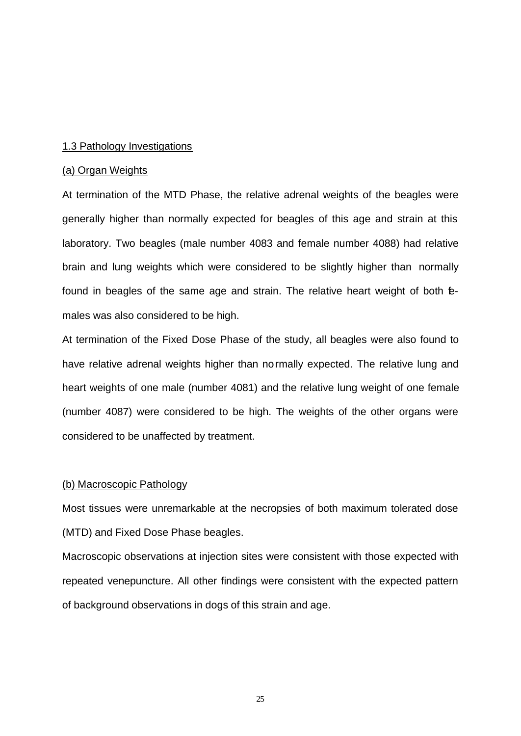## 1.3 Pathology Investigations

### (a) Organ Weights

At termination of the MTD Phase, the relative adrenal weights of the beagles were generally higher than normally expected for beagles of this age and strain at this laboratory. Two beagles (male number 4083 and female number 4088) had relative brain and lung weights which were considered to be slightly higher than normally found in beagles of the same age and strain. The relative heart weight of both females was also considered to be high.

At termination of the Fixed Dose Phase of the study, all beagles were also found to have relative adrenal weights higher than normally expected. The relative lung and heart weights of one male (number 4081) and the relative lung weight of one female (number 4087) were considered to be high. The weights of the other organs were considered to be unaffected by treatment.

### (b) Macroscopic Pathology

Most tissues were unremarkable at the necropsies of both maximum tolerated dose (MTD) and Fixed Dose Phase beagles.

Macroscopic observations at injection sites were consistent with those expected with repeated venepuncture. All other findings were consistent with the expected pattern of background observations in dogs of this strain and age.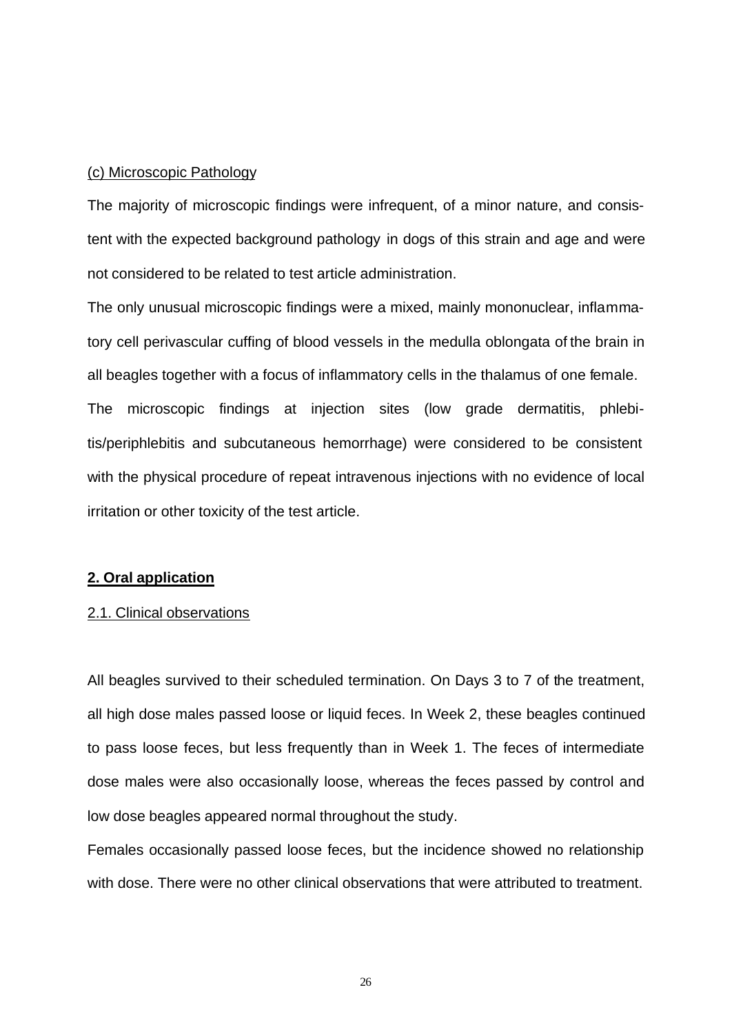(c) Microscopic Pathology

The majority of microscopic findings were infrequent, of a minor nature, and consistent with the expected background pathology in dogs of this strain and age and were not considered to be related to test article administration.

The only unusual microscopic findings were a mixed, mainly mononuclear, inflammatory cell perivascular cuffing of blood vessels in the medulla oblongata of the brain in all beagles together with a focus of inflammatory cells in the thalamus of one female.

The microscopic findings at injection sites (low grade dermatitis, phlebitis/periphlebitis and subcutaneous hemorrhage) were considered to be consistent with the physical procedure of repeat intravenous injections with no evidence of local irritation or other toxicity of the test article.

## 2. Oral application

### 2.1. Clinical observations

All beagles survived to their scheduled termination. On Days 3 to 7 of the treatment, all high dose males passed loose or liquid feces. In Week 2, these beagles continued to pass loose feces, but less frequently than in Week 1. The feces of intermediate dose males were also occasionally loose, whereas the feces passed by control and low dose beagles appeared normal throughout the study.

Females occasionally passed loose feces, but the incidence showed no relationship with dose. There were no other clinical observations that were attributed to treatment.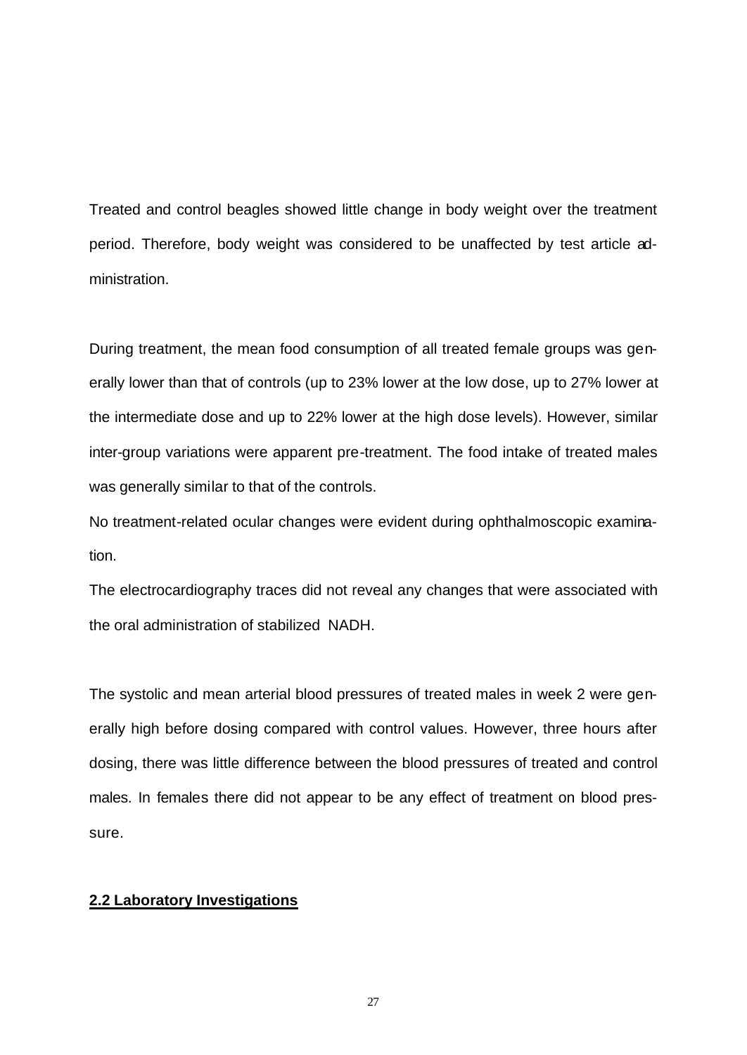Treated and control beagles showed little change in body weight over the treatment period. Therefore, body weight was considered to be unaffected by test article administration.

During treatment, the mean food consumption of all treated female groups was generally lower than that of controls (up to 23% lower at the low dose, up to 27% lower at the intermediate dose and up to 22% lower at the high dose levels). However, similar inter-group variations were apparent pre-treatment. The food intake of treated males was generally similar to that of the controls.

No treatment-related ocular changes were evident during ophthalmoscopic examination.

The electrocardiography traces did not reveal any changes that were associated with the oral administration of stabilized NADH.

The systolic and mean arterial blood pressures of treated males in week 2 were generally high before dosing compared with control values. However, three hours after dosing, there was little difference between the blood pressures of treated and control males. In females there did not appear to be any effect of treatment on blood pressure.

## **2.2 Laboratory Investigations**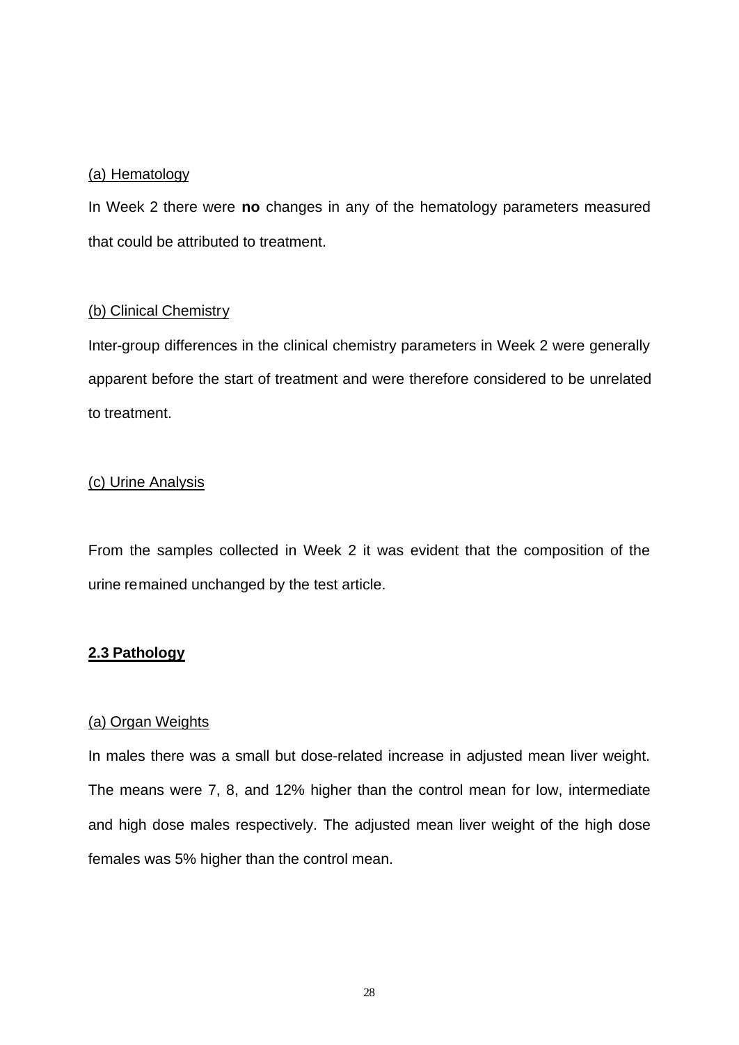(a) Hematology

In Week 2 there were **no** changes in any of the hematology parameters measured that could be attributed to treatment.

(b) Clinical Chemistry

Inter-group differences in the clinical chemistry parameters in Week 2 were generally apparent before the start of treatment and were therefore considered to be unrelated to treatment.

(c) Urine Analysis

From the samples collected in Week 2 it was evident that the composition of the urine remained unchanged by the test article.

## 2.3 Pathology

(a) Organ Weights

In males there was a small but dose-related increase in adjusted mean liver weight. The means were 7, 8, and 12% higher than the control mean for low, intermediate and high dose males respectively. The adjusted mean liver weight of the high dose females was 5% higher than the control mean.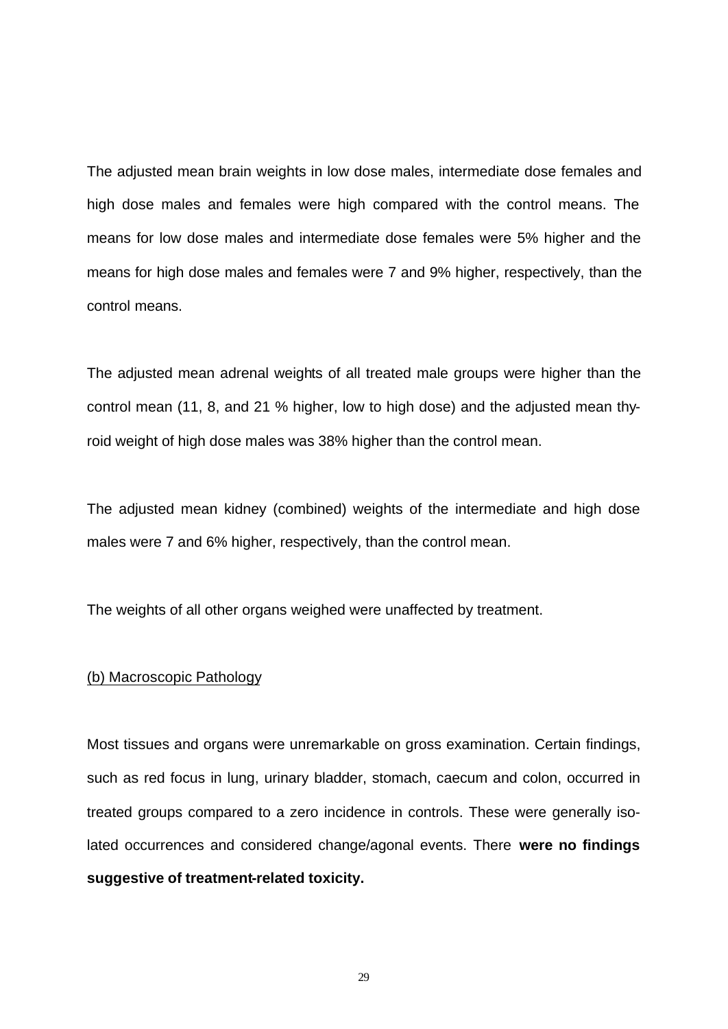The adjusted mean brain weights in low dose males, intermediate dose females and high dose males and females were high compared with the control means. The means for low dose males and intermediate dose females were 5% higher and the means for high dose males and females were 7 and 9% higher, respectively, than the control means.

The adjusted mean adrenal weights of all treated male groups were higher than the control mean (11, 8, and 21 % higher, low to high dose) and the adjusted mean thyroid weight of high dose males was 38% higher than the control mean.

The adjusted mean kidney (combined) weights of the intermediate and high dose males were 7 and 6% higher, respectively, than the control mean.

The weights of all other organs weighed were unaffected by treatment.

(b) Macroscopic Pathology

Most tissues and organs were unremarkable on gross examination. Certain findings, such as red focus in lung, urinary bladder, stomach, caecum and colon, occurred in treated groups compared to a zero incidence in controls. These were generally isolated occurrences and considered change/agonal events. There **were no findings suggestive of treatment-related toxicity.**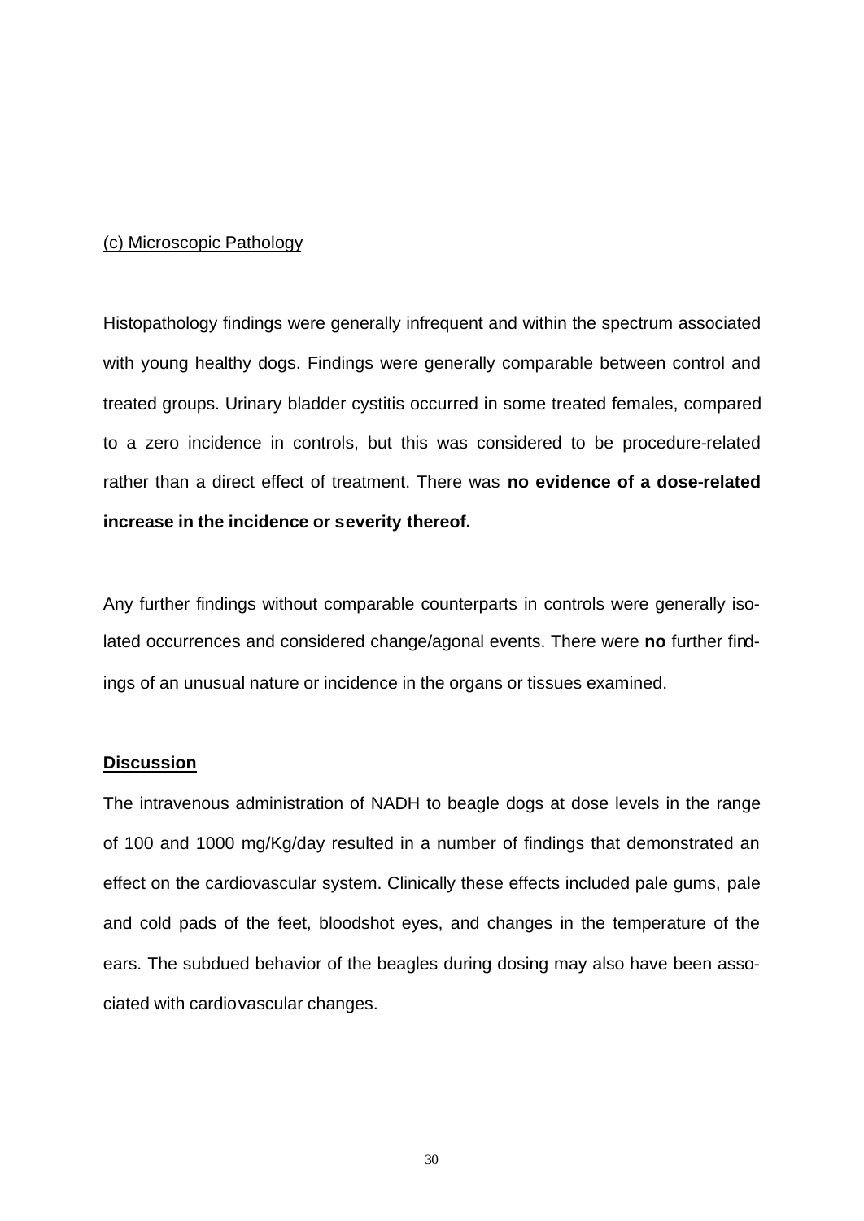(c) Microscopic Pathology

Histopathology findings were generally infrequent and within the spectrum associated with young healthy dogs. Findings were generally comparable between control and treated groups. Urinary bladder cystitis occurred in some treated females, compared to a zero incidence in controls, but this was considered to be procedure-related rather than a direct effect of treatment. There was **no evidence of a dose-related increase in the incidence or severity thereof.**

Any further findings without comparable counterparts in controls were generally isolated occurrences and considered change/agonal events. There were **no** further findings of an unusual nature or incidence in the organs or tissues examined.

## Discussion

The intravenous administration of NADH to beagle dogs at dose levels in the range of 100 and 1000 mg/Kg/day resulted in a number of findings that demonstrated an effect on the cardiovascular system. Clinically these effects included pale gums, pale and cold pads of the feet, bloodshot eyes, and changes in the temperature of the ears. The subdued behavior of the beagles during dosing may also have been associated with cardiovascular changes.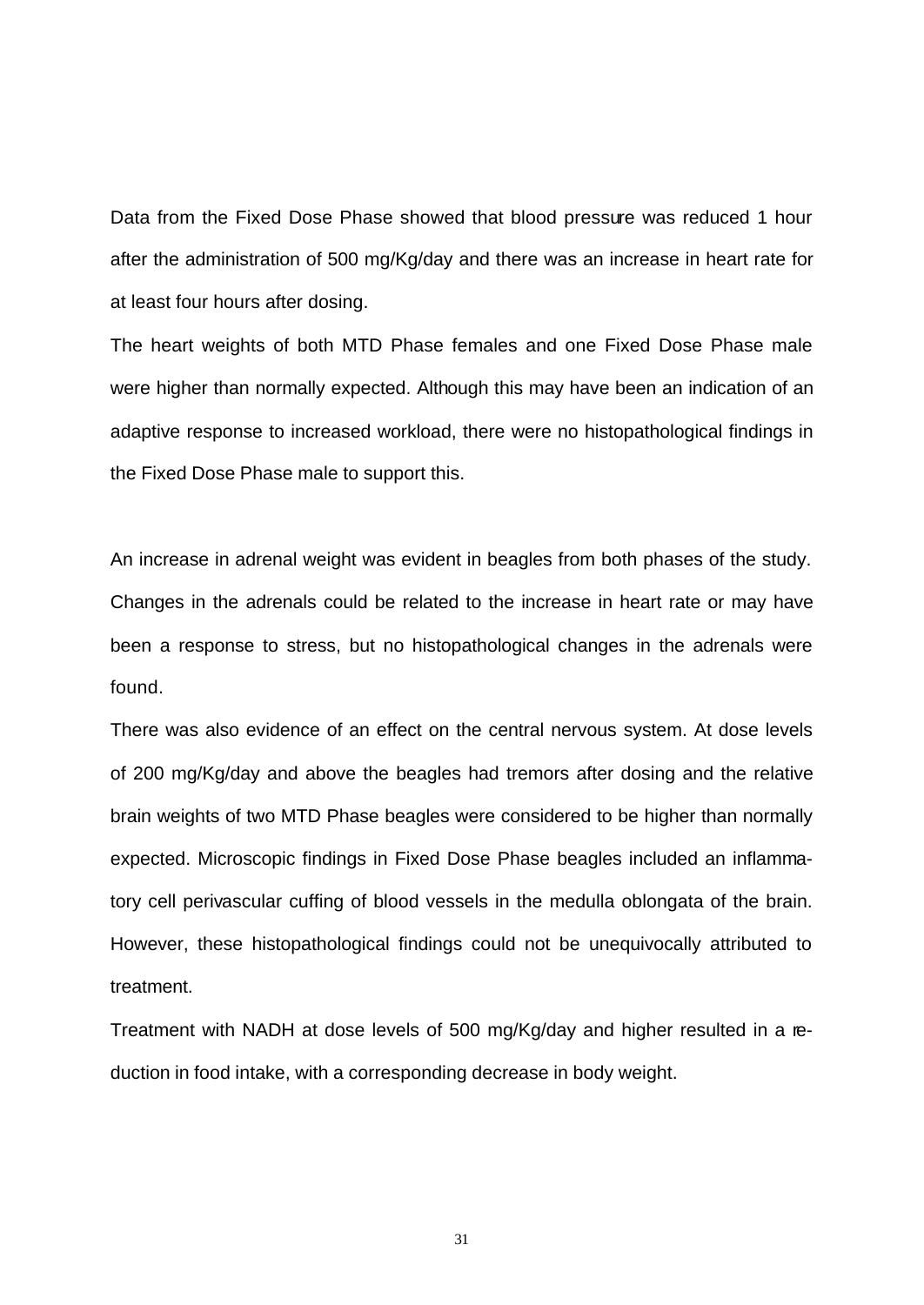Data from the Fixed Dose Phase showed that blood pressure was reduced 1 hour after the administration of 500 mg/Kg/day and there was an increase in heart rate for at least four hours after dosing.

The heart weights of both MTD Phase females and one Fixed Dose Phase male were higher than normally expected. Although this may have been an indication of an adaptive response to increased workload, there were no histopathological findings in the Fixed Dose Phase male to support this.

An increase in adrenal weight was evident in beagles from both phases of the study. Changes in the adrenals could be related to the increase in heart rate or may have been a response to stress, but no histopathological changes in the adrenals were found.

There was also evidence of an effect on the central nervous system. At dose levels of 200 mg/Kg/day and above the beagles had tremors after dosing and the relative brain weights of two MTD Phase beagles were considered to be higher than normally expected. Microscopic findings in Fixed Dose Phase beagles included an inflammatory cell perivascular cuffing of blood vessels in the medulla oblongata of the brain. However, these histopathological findings could not be unequivocally attributed to treatment.

Treatment with NADH at dose levels of 500 mg/Kg/day and higher resulted in a reduction in food intake, with a corresponding decrease in body weight.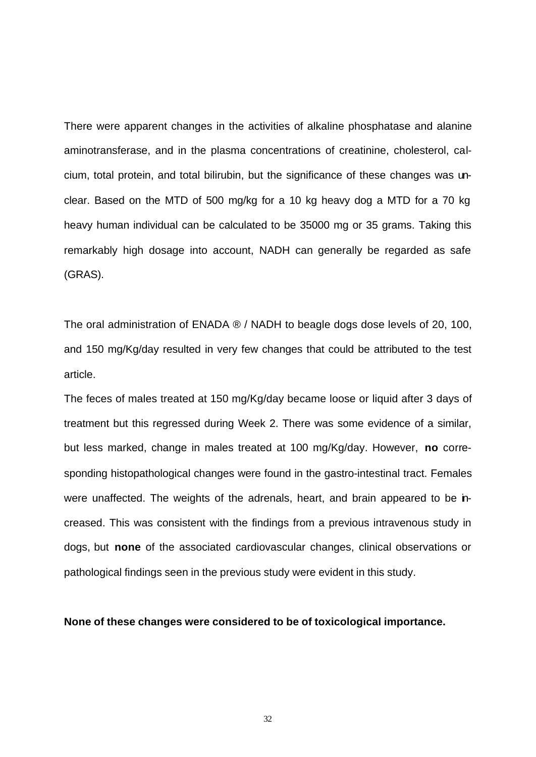There were apparent changes in the activities of alkaline phosphatase and alanine aminotransferase, and in the plasma concentrations of creatinine, cholesterol, calcium, total protein, and total bilirubin, but the significance of these changes was unclear. Based on the MTD of 500 mg/kg for a 10 kg heavy dog a MTD for a 70 kg heavy human individual can be calculated to be 35000 mg or 35 grams. Taking this remarkably high dosage into account, NADH can generally be regarded as safe (GRAS).

The oral administration of ENADA ® / NADH to beagle dogs dose levels of 20, 100, and 150 mg/Kg/day resulted in very few changes that could be attributed to the test article.

The feces of males treated at 150 mg/Kg/day became loose or liquid after 3 days of treatment but this regressed during Week 2. There was some evidence of a similar, but less marked, change in males treated at 100 mg/Kg/day. However, **no** corresponding histopathological changes were found in the gastro-intestinal tract. Females were unaffected. The weights of the adrenals, heart, and brain appeared to be increased. This was consistent with the findings from a previous intravenous study in dogs, but **none** of the associated cardiovascular changes, clinical observations or pathological findings seen in the previous study were evident in this study.

**None of these changes were considered to be of toxicological importance.**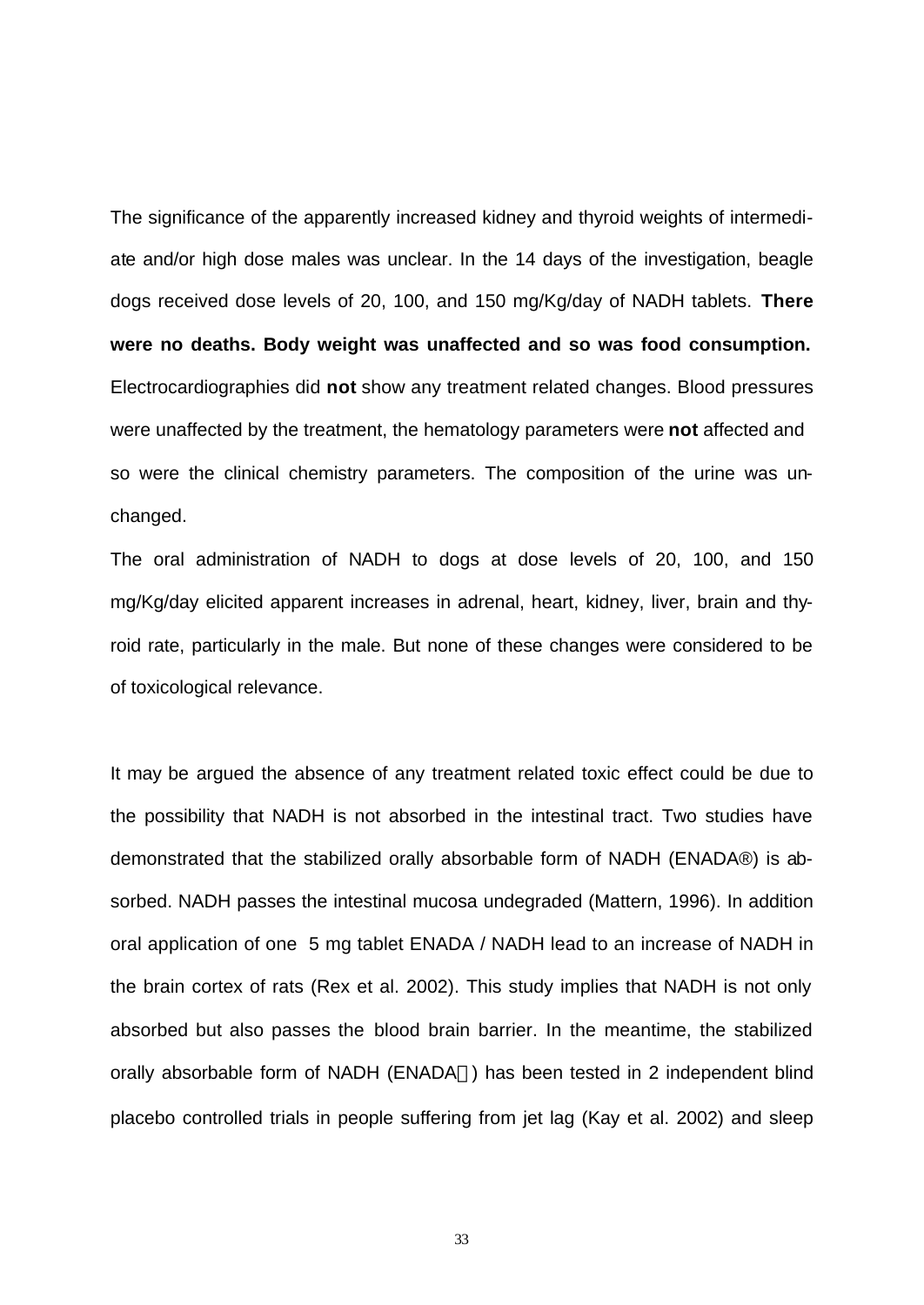The significance of the apparently increased kidney and thyroid weights of intermediate and/or high dose males was unclear. In the 14 days of the investigation, beagle dogs received dose levels of 20, 100, and 150 mg/Kg/day of NADH tablets. **There were no deaths. Body weight was unaffected and so was food consumption.** Electrocardiographies did **not** show any treatment related changes. Blood pressures were unaffected by the treatment, the hematology parameters were **not** affected and so were the clinical chemistry parameters. The composition of the urine was unchanged.

The oral administration of NADH to dogs at dose levels of 20, 100, and 150 mg/Kg/day elicited apparent increases in adrenal, heart, kidney, liver, brain and thyroid rate, particularly in the male. But none of these changes were considered to be of toxicological relevance.

It may be argued the absence of any treatment related toxic effect could be due to the possibility that NADH is not absorbed in the intestinal tract. Two studies have demonstrated that the stabilized orally absorbable form of NADH (ENADA®) is absorbed. NADH passes the intestinal mucosa undegraded (Mattern, 1996). In addition oral application of one 5 mg tablet ENADA / NADH lead to an increase of NADH in the brain cortex of rats (Rex et al. 2002). This study implies that NADH is not only absorbed but also passes the blood brain barrier. In the meantime, the stabilized orally absorbable form of NADH (ENADA®) has been tested in 2 independent blind placebo controlled trials in people suffering from jet lag (Kay et al. 2002) and sleep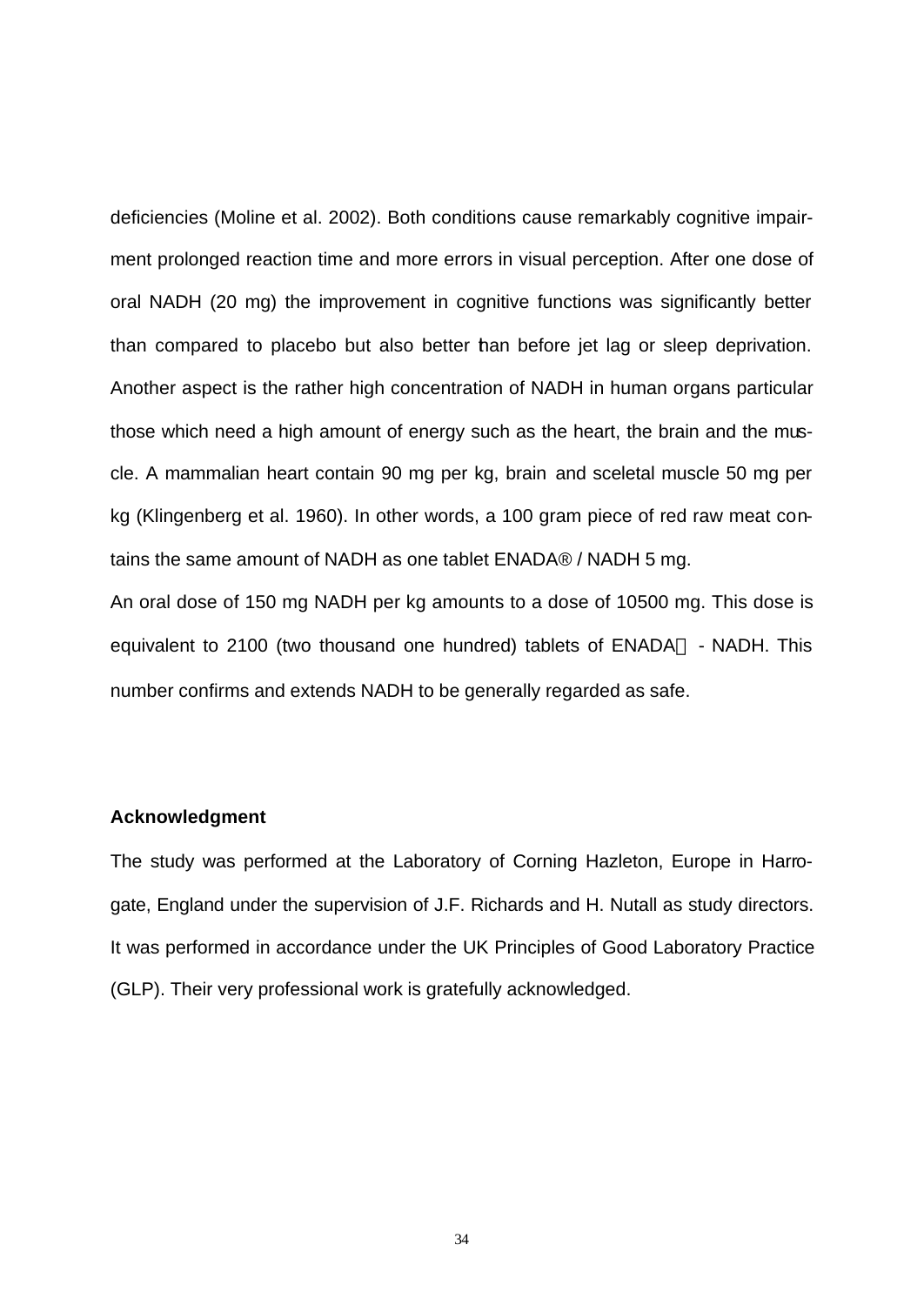deficiencies (Moline et al. 2002). Both conditions cause remarkably cognitive impairment prolonged reaction time and more errors in visual perception. After one dose of oral NADH (20 mg) the improvement in cognitive functions was significantly better than compared to placebo but also better than before jet lag or sleep deprivation. Another aspect is the rather high concentration of NADH in human organs particular those which need a high amount of energy such as the heart, the brain and the muscle. A mammalian heart contain 90 mg per kg, brain and sceletal muscle 50 mg per kg (Klingenberg et al. 1960). In other words, a 100 gram piece of red raw meat contains the same amount of NADH as one tablet ENADA® / NADH 5 mg.

An oral dose of 150 mg NADH per kg amounts to a dose of 10500 mg. This dose is equivalent to 2100 (two thousand one hundred) tablets of ENADA - NADH. This number confirms and extends NADH to be generally regarded as safe.

### Acknowledgment

The study was performed at the Laboratory of Corning Hazleton, Europe in Harrogate, England under the supervision of J.F. Richards and H. Nutall as study directors. It was performed in accordance under the UK Principles of Good Laboratory Practice (GLP). Their very professional work is gratefully acknowledged.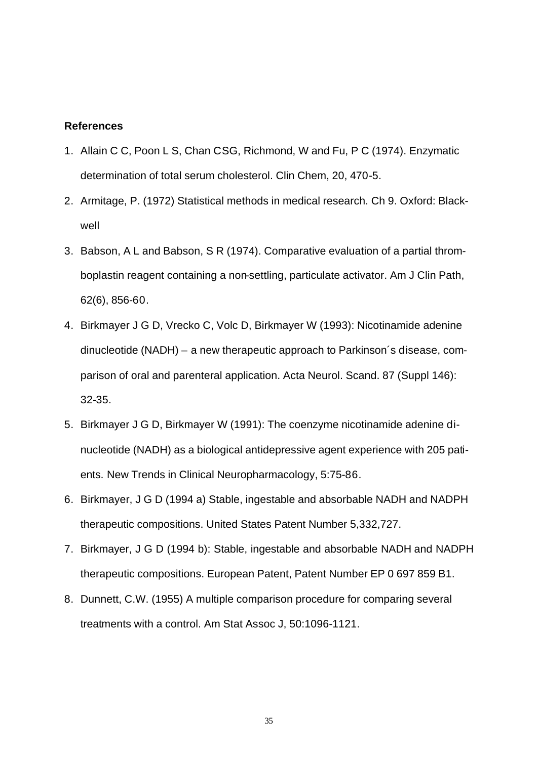**References**

1. Allain C C, Poon L S, Chan CSG, Richmond, W and Fu, P C (1974). Enzymatic determination of total serum cholesterol. Clin Chem, 20, 470-5.
2. Armitage, P. (1972) Statistical methods in medical research. Ch 9. Oxford: Blackwell
3. Babson, A L and Babson, S R (1974). Comparative evaluation of a partial thromboplastin reagent containing a non-settling, particulate activator. Am J Clin Path, 62(6), 856-60.
4. Birkmayer J G D, Vrecko C, Volc D, Birkmayer W (1993): Nicotinamide adenine dinucleotide (NADH) – a new therapeutic approach to Parkinson´s disease, comparison of oral and parenteral application. Acta Neurol. Scand. 87 (Suppl 146): 32-35.
5. Birkmayer J G D, Birkmayer W (1991): The coenzyme nicotinamide adenine dinucleotide (NADH) as a biological antidepressive agent experience with 205 patients. New Trends in Clinical Neuropharmacology, 5:75-86.
6. Birkmayer, J G D (1994 a) Stable, ingestable and absorbable NADH and NADPH therapeutic compositions. United States Patent Number 5,332,727.
7. Birkmayer, J G D (1994 b): Stable, ingestable and absorbable NADH and NADPH therapeutic compositions. European Patent, Patent Number EP 0 697 859 B1.
8. Dunnett, C.W. (1955) A multiple comparison procedure for comparing several treatments with a control. Am Stat Assoc J, 50:1096-1121.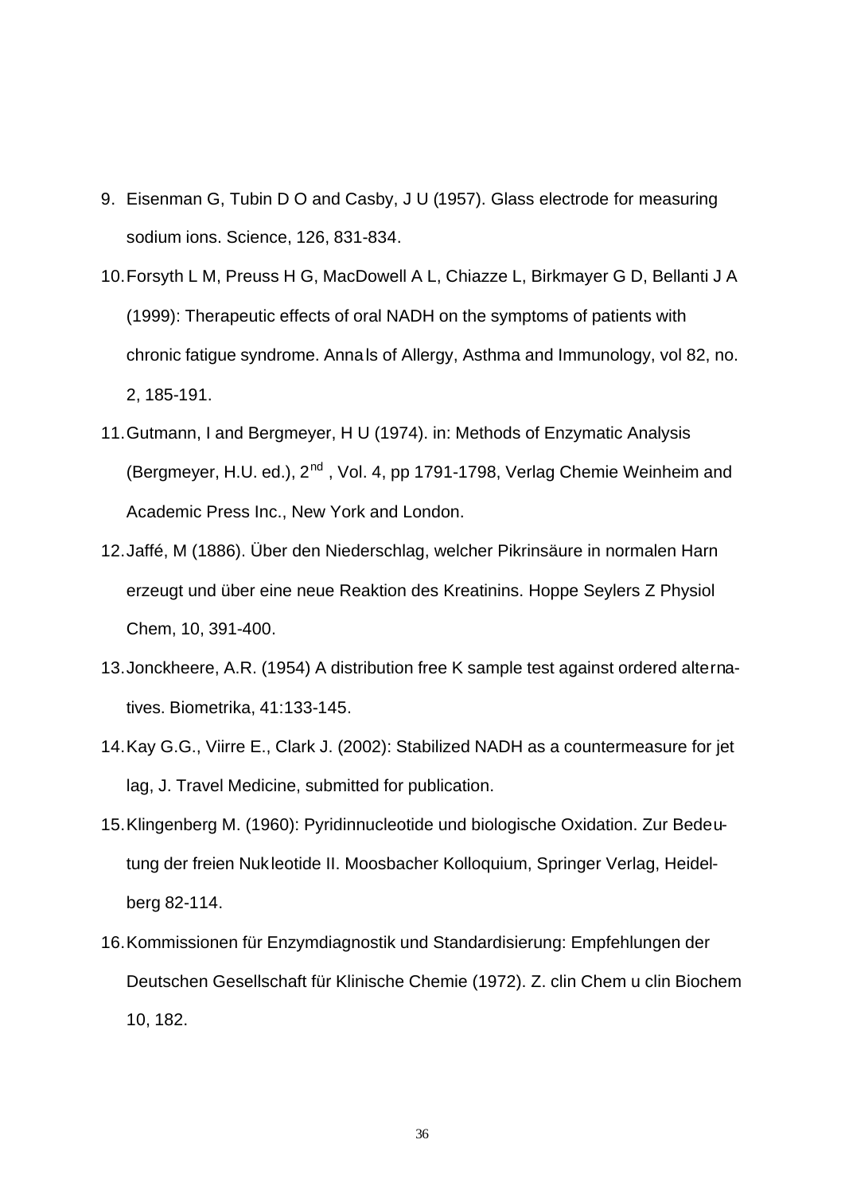9. Eisenman G, Tubin D O and Casby, J U (1957). Glass electrode for measuring sodium ions. Science, 126, 831-834.
10. Forsyth L M, Preuss H G, MacDowell A L, Chiazze L, Birkmayer G D, Bellanti J A (1999): Therapeutic effects of oral NADH on the symptoms of patients with chronic fatigue syndrome. Annals of Allergy, Asthma and Immunology, vol 82, no. 2, 185-191.
11. Gutmann, I and Bergmeyer, H U (1974). in: Methods of Enzymatic Analysis (Bergmeyer, H.U. ed.), 2$^{nd}$ , Vol. 4, pp 1791-1798, Verlag Chemie Weinheim and Academic Press Inc., New York and London.
12. Jaffé, M (1886). Über den Niederschlag, welcher Pikrinsäure in normalen Harn erzeugt und über eine neue Reaktion des Kreatinins. Hoppe Seylers Z Physiol Chem, 10, 391-400.
13. Jonckheere, A.R. (1954) A distribution free K sample test against ordered alternatives. Biometrika, 41:133-145.
14. Kay G.G., Viirre E., Clark J. (2002): Stabilized NADH as a countermeasure for jet lag, J. Travel Medicine, submitted for publication.
15. Klingenberg M. (1960): Pyridinnucleotide und biologische Oxidation. Zur Bedeutung der freien Nukleotide II. Moosbacher Kolloquium, Springer Verlag, Heidelberg 82-114.
16. Kommissionen für Enzymdiagnostik und Standardisierung: Empfehlungen der Deutschen Gesellschaft für Klinische Chemie (1972). Z. clin Chem u clin Biochem 10, 182.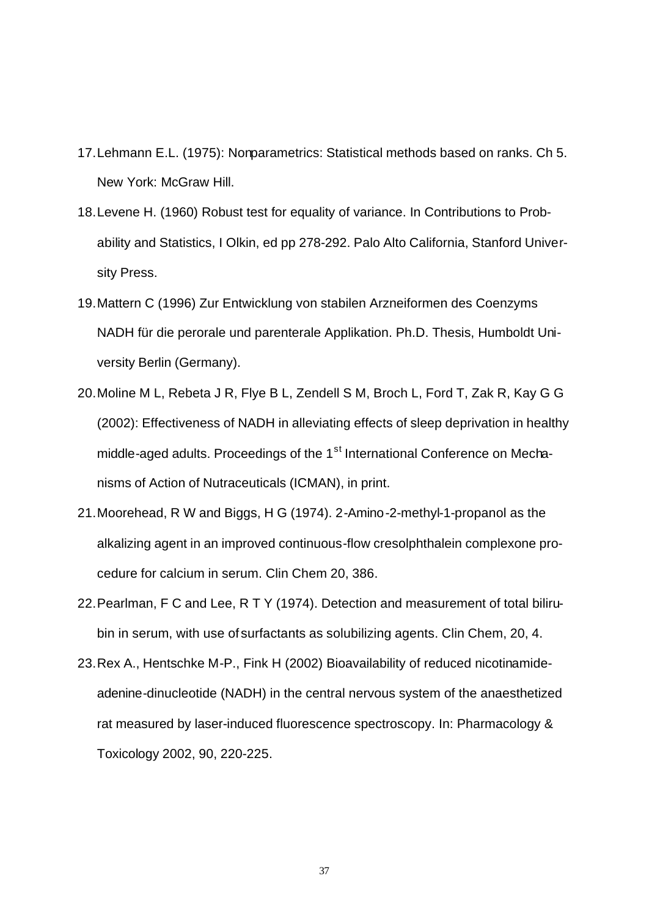17. Lehmann E.L. (1975): Nonparametrics: Statistical methods based on ranks. Ch 5. New York: McGraw Hill.
18. Levene H. (1960) Robust test for equality of variance. In Contributions to Probability and Statistics, I Olkin, ed pp 278-292. Palo Alto California, Stanford University Press.
19. Mattern C (1996) Zur Entwicklung von stabilen Arzneiformen des Coenzyms NADH für die perorale und parenterale Applikation. Ph.D. Thesis, Humboldt University Berlin (Germany).
20. Moline M L, Rebeta J R, Flye B L, Zendell S M, Broch L, Ford T, Zak R, Kay G G (2002): Effectiveness of NADH in alleviating effects of sleep deprivation in healthy middle-aged adults. Proceedings of the 1st International Conference on Mechanisms of Action of Nutraceuticals (ICMAN), in print.
21. Moorehead, R W and Biggs, H G (1974). 2-Amino-2-methyl-1-propanol as the alkalizing agent in an improved continuous-flow cresolphthalein complexone procedure for calcium in serum. Clin Chem 20, 386.
22. Pearlman, F C and Lee, R T Y (1974). Detection and measurement of total bilirubin in serum, with use of surfactants as solubilizing agents. Clin Chem, 20, 4.
23. Rex A., Hentschke M-P., Fink H (2002) Bioavailability of reduced nicotinamide-adenine-dinucleotide (NADH) in the central nervous system of the anaesthetized rat measured by laser-induced fluorescence spectroscopy. In: Pharmacology & Toxicology 2002, 90, 220-225.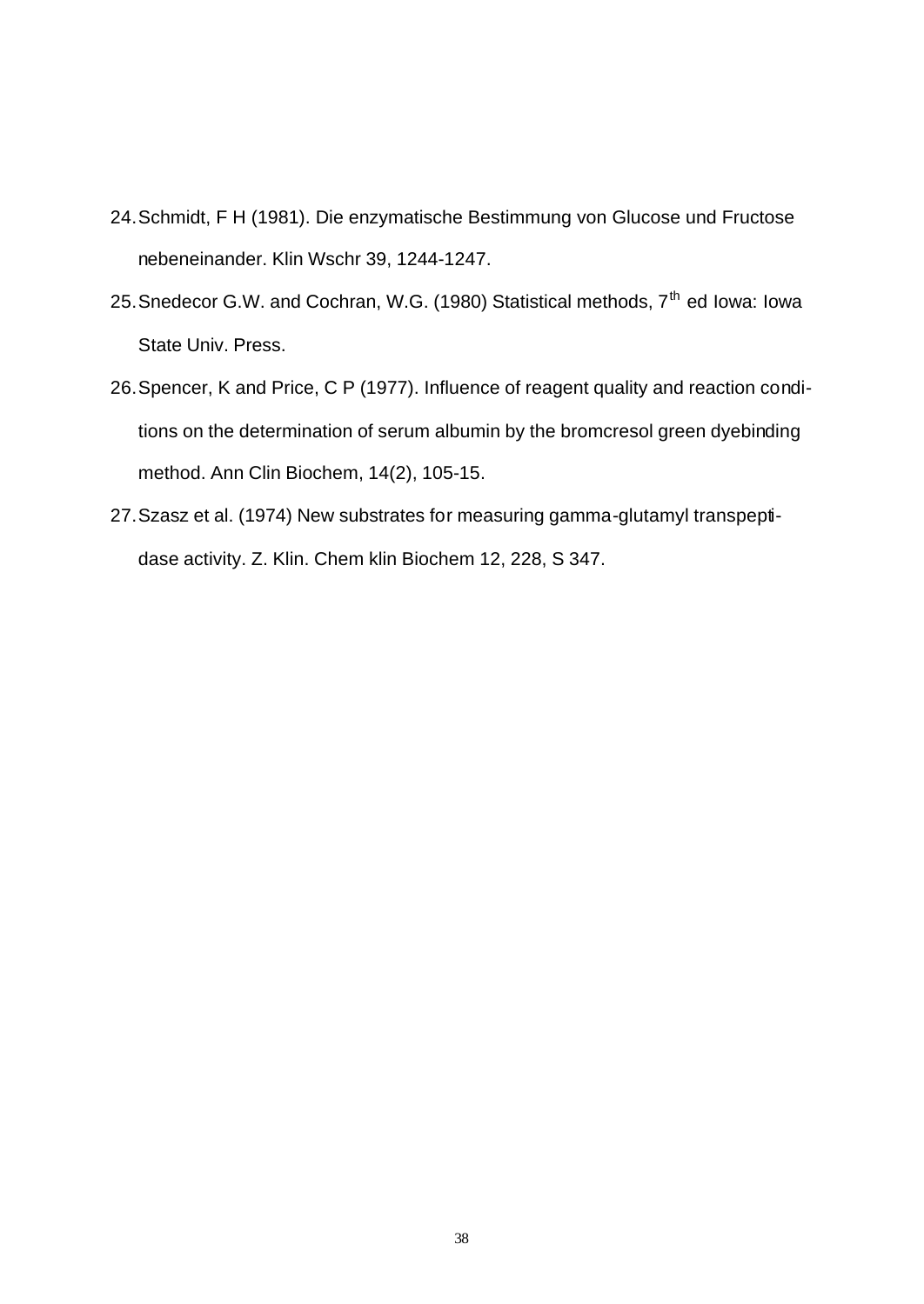24. Schmidt, F H (1981). Die enzymatische Bestimmung von Glucose und Fructose nebeneinander. Klin Wschr 39, 1244-1247.
25. Snedecor G.W. and Cochran, W.G. (1980) Statistical methods, 7$^{th}$ ed Iowa: Iowa State Univ. Press.
26. Spencer, K and Price, C P (1977). Influence of reagent quality and reaction conditions on the determination of serum albumin by the bromcresol green dyebinding method. Ann Clin Biochem, 14(2), 105-15.
27. Szasz et al. (1974) New substrates for measuring gamma-glutamyl transpeptidase activity. Z. Klin. Chem klin Biochem 12, 228, S 347.